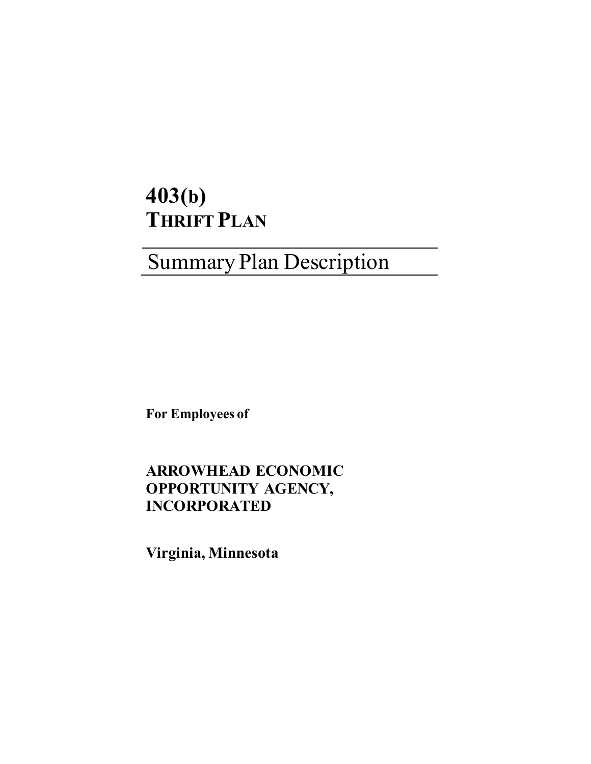# 403(b) THRIFT PLAN

## Summary Plan Description

**For Employees of**

**ARROWHEAD ECONOMIC OPPORTUNITY AGENCY, INCORPORATED**

**Virginia, Minnesota**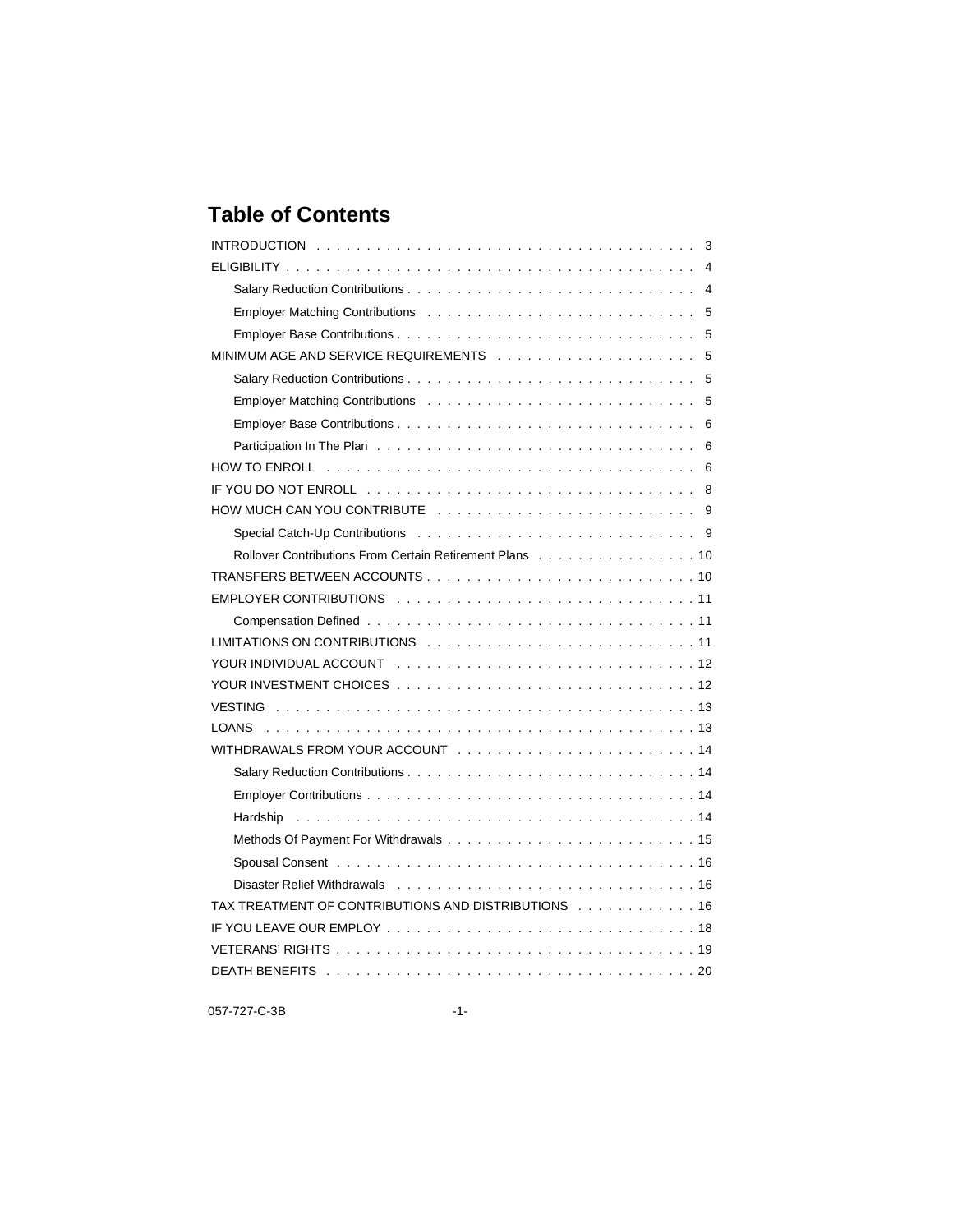## Table of Contents

| | |
|---|---|
| INTRODUCTION | 3 |
| ELIGIBILITY | 4 |
| Salary Reduction Contributions | 4 |
| Employer Matching Contributions | 5 |
| Employer Base Contributions | 5 |
| MINIMUM AGE AND SERVICE REQUIREMENTS | 5 |
| Salary Reduction Contributions | 5 |
| Employer Matching Contributions | 5 |
| Employer Base Contributions | 6 |
| Participation In The Plan | 6 |
| HOW TO ENROLL | 6 |
| IF YOU DO NOT ENROLL | 8 |
| HOW MUCH CAN YOU CONTRIBUTE | 9 |
| Special Catch-Up Contributions | 9 |
| Rollover Contributions From Certain Retirement Plans | 10 |
| TRANSFERS BETWEEN ACCOUNTS | 10 |
| EMPLOYER CONTRIBUTIONS | 11 |
| Compensation Defined | 11 |
| LIMITATIONS ON CONTRIBUTIONS | 11 |
| YOUR INDIVIDUAL ACCOUNT | 12 |
| YOUR INVESTMENT CHOICES | 12 |
| VESTING | 13 |
| LOANS | 13 |
| WITHDRAWALS FROM YOUR ACCOUNT | 14 |
| Salary Reduction Contributions | 14 |
| Employer Contributions | 14 |
| Hardship | 14 |
| Methods Of Payment For Withdrawals | 15 |
| Spousal Consent | 16 |
| Disaster Relief Withdrawals | 16 |
| TAX TREATMENT OF CONTRIBUTIONS AND DISTRIBUTIONS | 16 |
| IF YOU LEAVE OUR EMPLOY | 18 |
| VETERANS' RIGHTS | 19 |
| DEATH BENEFITS | 20 |

057-727-C-3B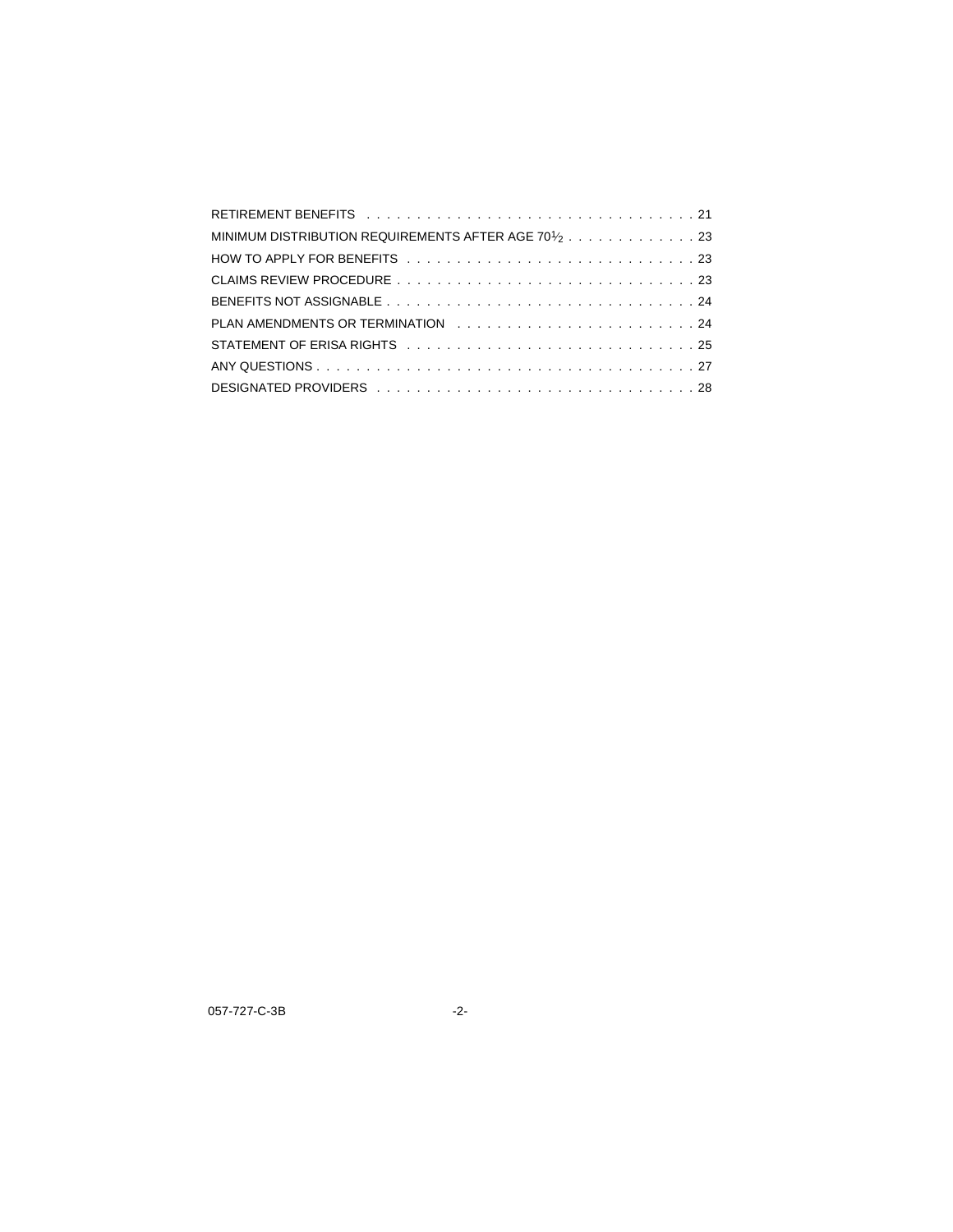| | |
|---|---|
| RETIREMENT BENEFITS | 21 |
| MINIMUM DISTRIBUTION REQUIREMENTS AFTER AGE 70½ | 23 |
| HOW TO APPLY FOR BENEFITS | 23 |
| CLAIMS REVIEW PROCEDURE | 23 |
| BENEFITS NOT ASSIGNABLE | 24 |
| PLAN AMENDMENTS OR TERMINATION | 24 |
| STATEMENT OF ERISA RIGHTS | 25 |
| ANY QUESTIONS | 27 |
| DESIGNATED PROVIDERS | 28 |

057-727-C-3B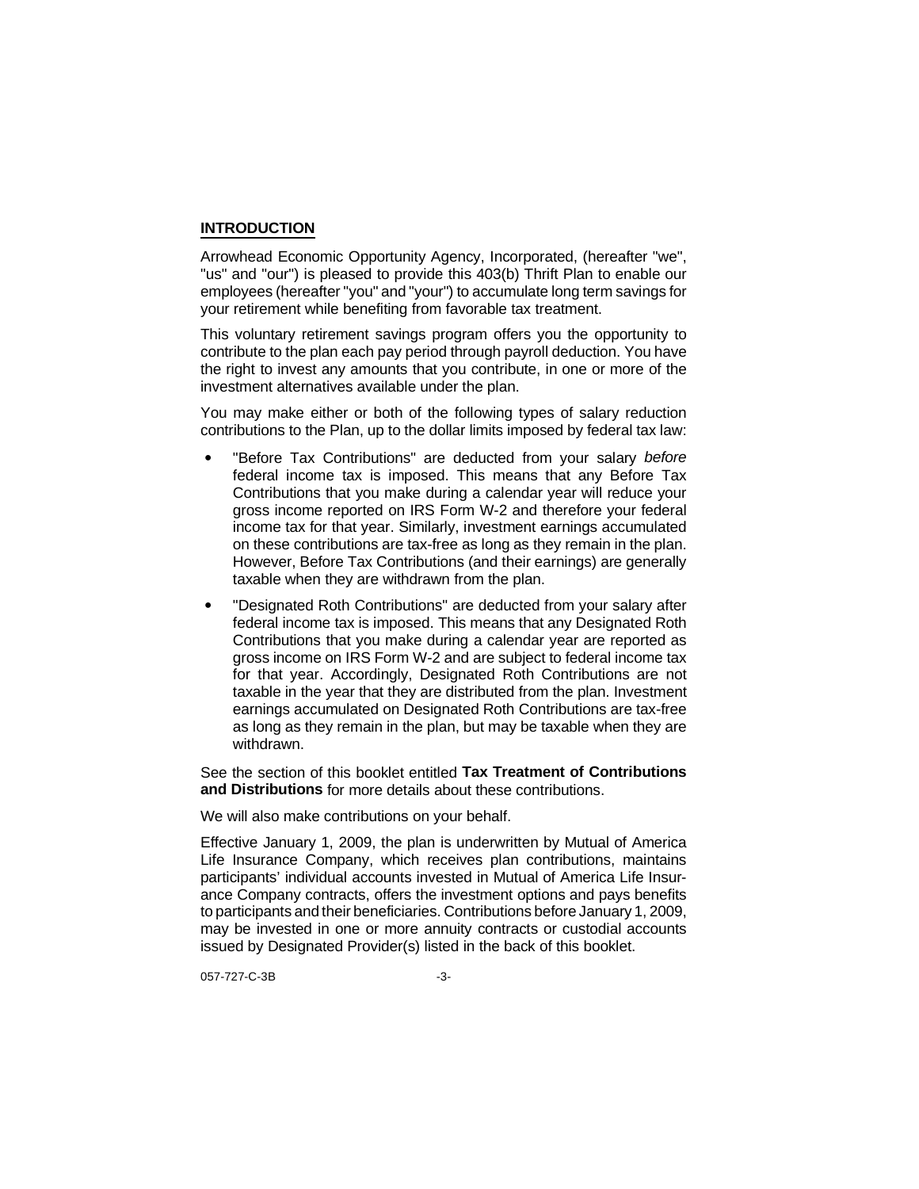## INTRODUCTION

Arrowhead Economic Opportunity Agency, Incorporated, (hereafter "we", "us" and "our") is pleased to provide this 403(b) Thrift Plan to enable our employees (hereafter "you" and "your") to accumulate long term savings for your retirement while benefiting from favorable tax treatment.

This voluntary retirement savings program offers you the opportunity to contribute to the plan each pay period through payroll deduction. You have the right to invest any amounts that you contribute, in one or more of the investment alternatives available under the plan.

You may make either or both of the following types of salary reduction contributions to the Plan, up to the dollar limits imposed by federal tax law:

- "Before Tax Contributions" are deducted from your salary *before* federal income tax is imposed. This means that any Before Tax Contributions that you make during a calendar year will reduce your gross income reported on IRS Form W-2 and therefore your federal income tax for that year. Similarly, investment earnings accumulated on these contributions are tax-free as long as they remain in the plan. However, Before Tax Contributions (and their earnings) are generally taxable when they are withdrawn from the plan.
- "Designated Roth Contributions" are deducted from your salary after federal income tax is imposed. This means that any Designated Roth Contributions that you make during a calendar year are reported as gross income on IRS Form W-2 and are subject to federal income tax for that year. Accordingly, Designated Roth Contributions are not taxable in the year that they are distributed from the plan. Investment earnings accumulated on Designated Roth Contributions are tax-free as long as they remain in the plan, but may be taxable when they are withdrawn.

See the section of this booklet entitled **Tax Treatment of Contributions and Distributions** for more details about these contributions.

We will also make contributions on your behalf.

Effective January 1, 2009, the plan is underwritten by Mutual of America Life Insurance Company, which receives plan contributions, maintains participants' individual accounts invested in Mutual of America Life Insurance Company contracts, offers the investment options and pays benefits to participants and their beneficiaries. Contributions before January 1, 2009, may be invested in one or more annuity contracts or custodial accounts issued by Designated Provider(s) listed in the back of this booklet.

057-727-C-3B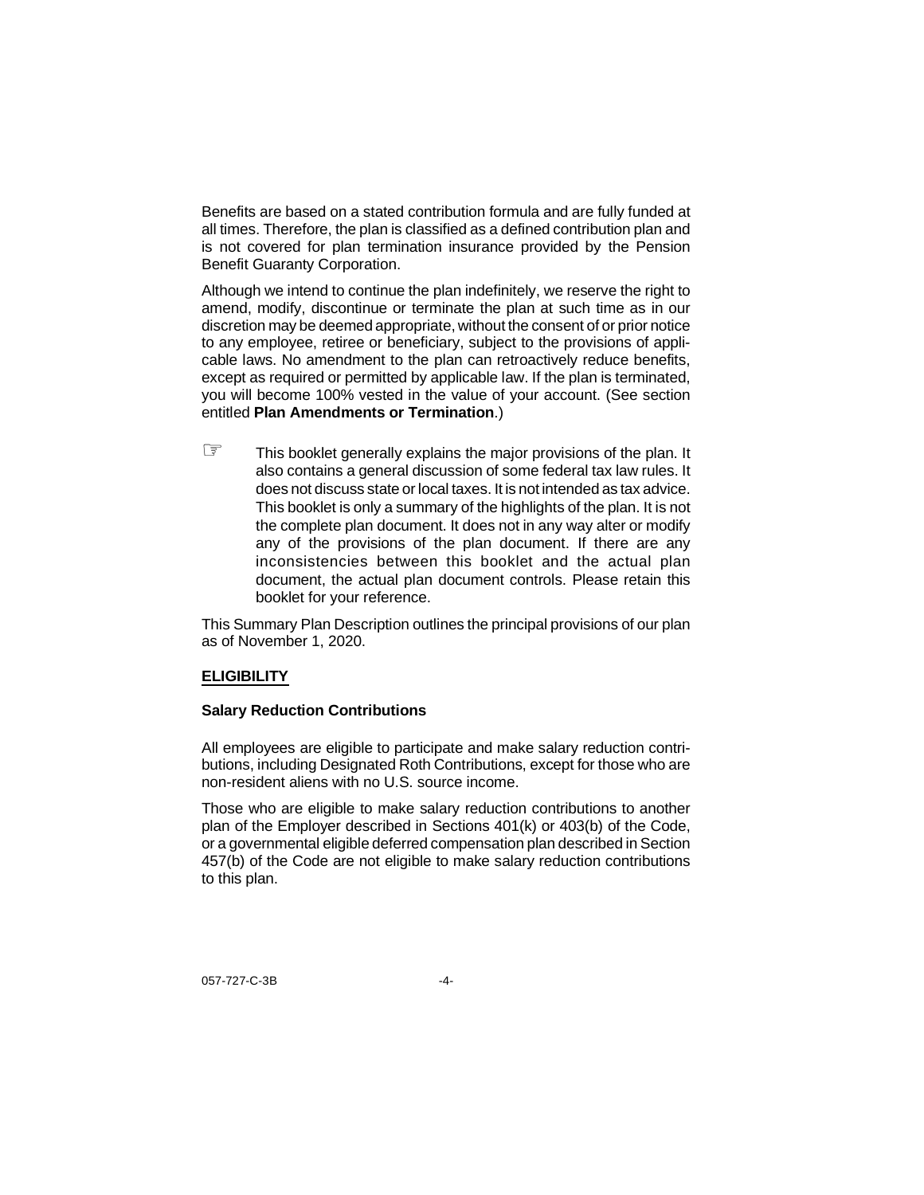Benefits are based on a stated contribution formula and are fully funded at all times. Therefore, the plan is classified as a defined contribution plan and is not covered for plan termination insurance provided by the Pension Benefit Guaranty Corporation.

Although we intend to continue the plan indefinitely, we reserve the right to amend, modify, discontinue or terminate the plan at such time as in our discretion may be deemed appropriate, without the consent of or prior notice to any employee, retiree or beneficiary, subject to the provisions of applicable laws. No amendment to the plan can retroactively reduce benefits, except as required or permitted by applicable law. If the plan is terminated, you will become 100% vested in the value of your account. (See section entitled **Plan Amendments or Termination**.)

☞ This booklet generally explains the major provisions of the plan. It also contains a general discussion of some federal tax law rules. It does not discuss state or local taxes. It is not intended as tax advice. This booklet is only a summary of the highlights of the plan. It is not the complete plan document. It does not in any way alter or modify any of the provisions of the plan document. If there are any inconsistencies between this booklet and the actual plan document, the actual plan document controls. Please retain this booklet for your reference.

This Summary Plan Description outlines the principal provisions of our plan as of November 1, 2020.

## ELIGIBILITY

### Salary Reduction Contributions

All employees are eligible to participate and make salary reduction contributions, including Designated Roth Contributions, except for those who are non-resident aliens with no U.S. source income.

Those who are eligible to make salary reduction contributions to another plan of the Employer described in Sections 401(k) or 403(b) of the Code, or a governmental eligible deferred compensation plan described in Section 457(b) of the Code are not eligible to make salary reduction contributions to this plan.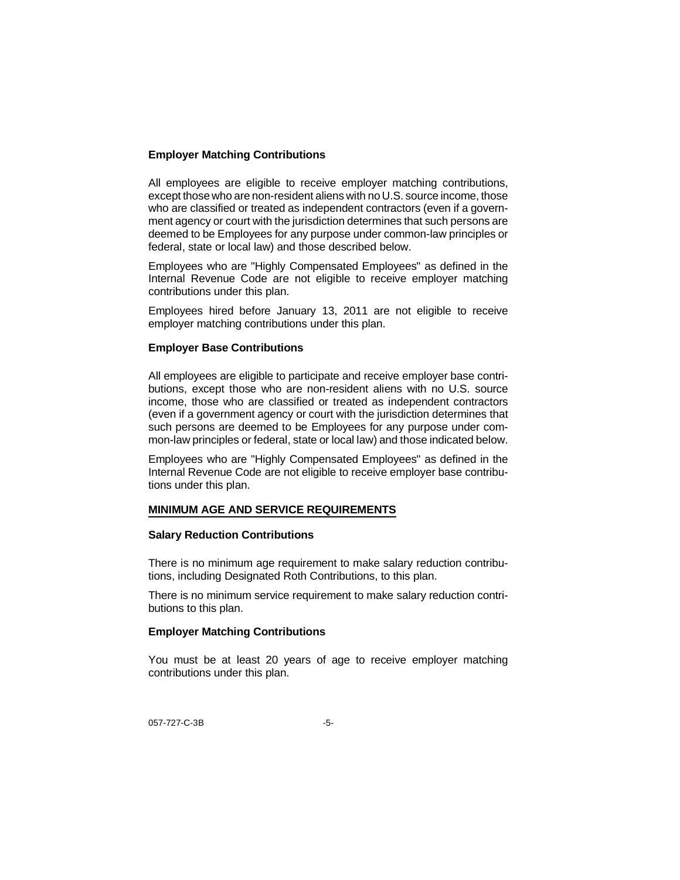### Employer Matching Contributions

All employees are eligible to receive employer matching contributions, except those who are non-resident aliens with no U.S. source income, those who are classified or treated as independent contractors (even if a government agency or court with the jurisdiction determines that such persons are deemed to be Employees for any purpose under common-law principles or federal, state or local law) and those described below.

Employees who are "Highly Compensated Employees" as defined in the Internal Revenue Code are not eligible to receive employer matching contributions under this plan.

Employees hired before January 13, 2011 are not eligible to receive employer matching contributions under this plan.

### Employer Base Contributions

All employees are eligible to participate and receive employer base contributions, except those who are non-resident aliens with no U.S. source income, those who are classified or treated as independent contractors (even if a government agency or court with the jurisdiction determines that such persons are deemed to be Employees for any purpose under common-law principles or federal, state or local law) and those indicated below.

Employees who are "Highly Compensated Employees" as defined in the Internal Revenue Code are not eligible to receive employer base contributions under this plan.

## MINIMUM AGE AND SERVICE REQUIREMENTS

### Salary Reduction Contributions

There is no minimum age requirement to make salary reduction contributions, including Designated Roth Contributions, to this plan.

There is no minimum service requirement to make salary reduction contributions to this plan.

### Employer Matching Contributions

You must be at least 20 years of age to receive employer matching contributions under this plan.

057-727-C-3B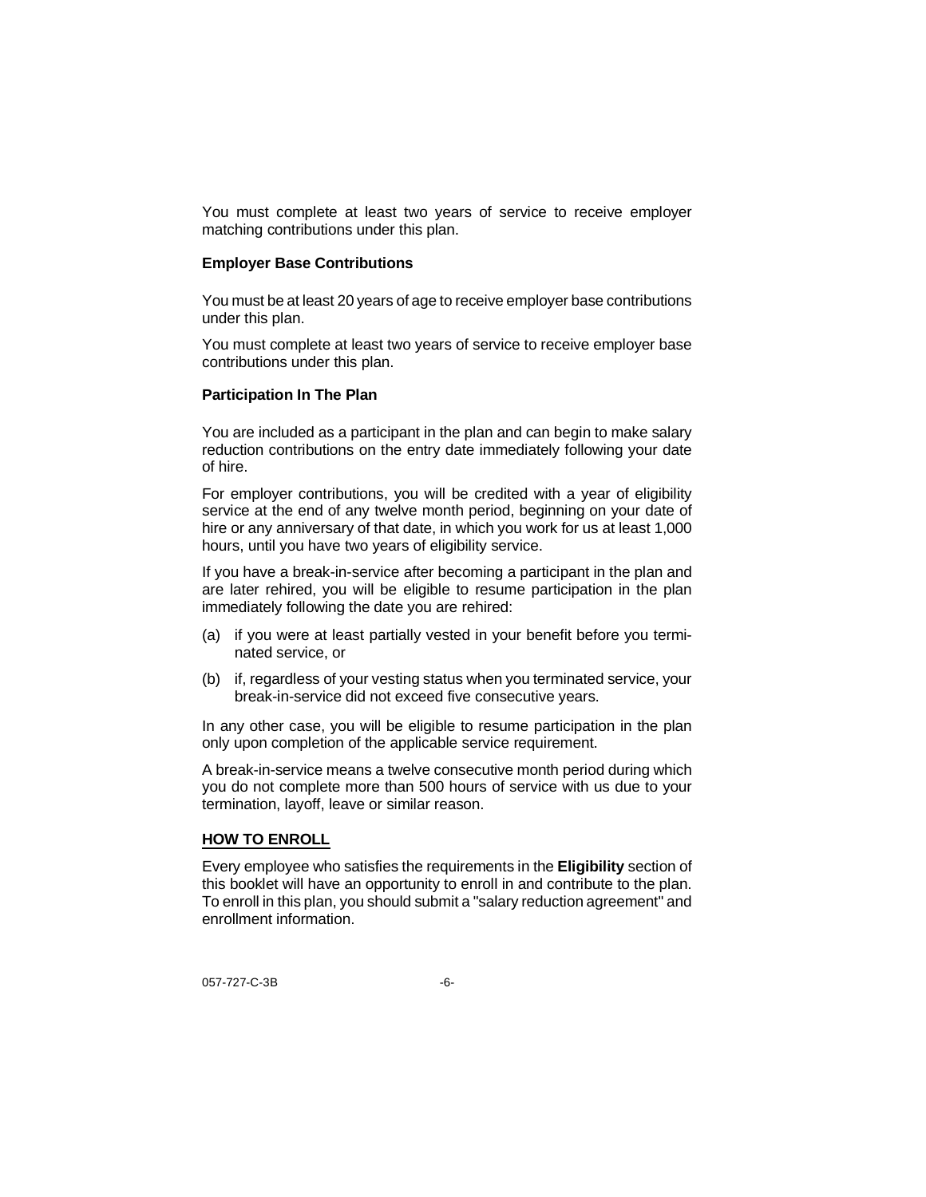You must complete at least two years of service to receive employer matching contributions under this plan.

### Employer Base Contributions

You must be at least 20 years of age to receive employer base contributions under this plan.

You must complete at least two years of service to receive employer base contributions under this plan.

### Participation In The Plan

You are included as a participant in the plan and can begin to make salary reduction contributions on the entry date immediately following your date of hire.

For employer contributions, you will be credited with a year of eligibility service at the end of any twelve month period, beginning on your date of hire or any anniversary of that date, in which you work for us at least 1,000 hours, until you have two years of eligibility service.

If you have a break-in-service after becoming a participant in the plan and are later rehired, you will be eligible to resume participation in the plan immediately following the date you are rehired:

(a) if you were at least partially vested in your benefit before you terminated service, or

(b) if, regardless of your vesting status when you terminated service, your break-in-service did not exceed five consecutive years.

In any other case, you will be eligible to resume participation in the plan only upon completion of the applicable service requirement.

A break-in-service means a twelve consecutive month period during which you do not complete more than 500 hours of service with us due to your termination, layoff, leave or similar reason.

## HOW TO ENROLL

Every employee who satisfies the requirements in the **Eligibility** section of this booklet will have an opportunity to enroll in and contribute to the plan. To enroll in this plan, you should submit a "salary reduction agreement" and enrollment information.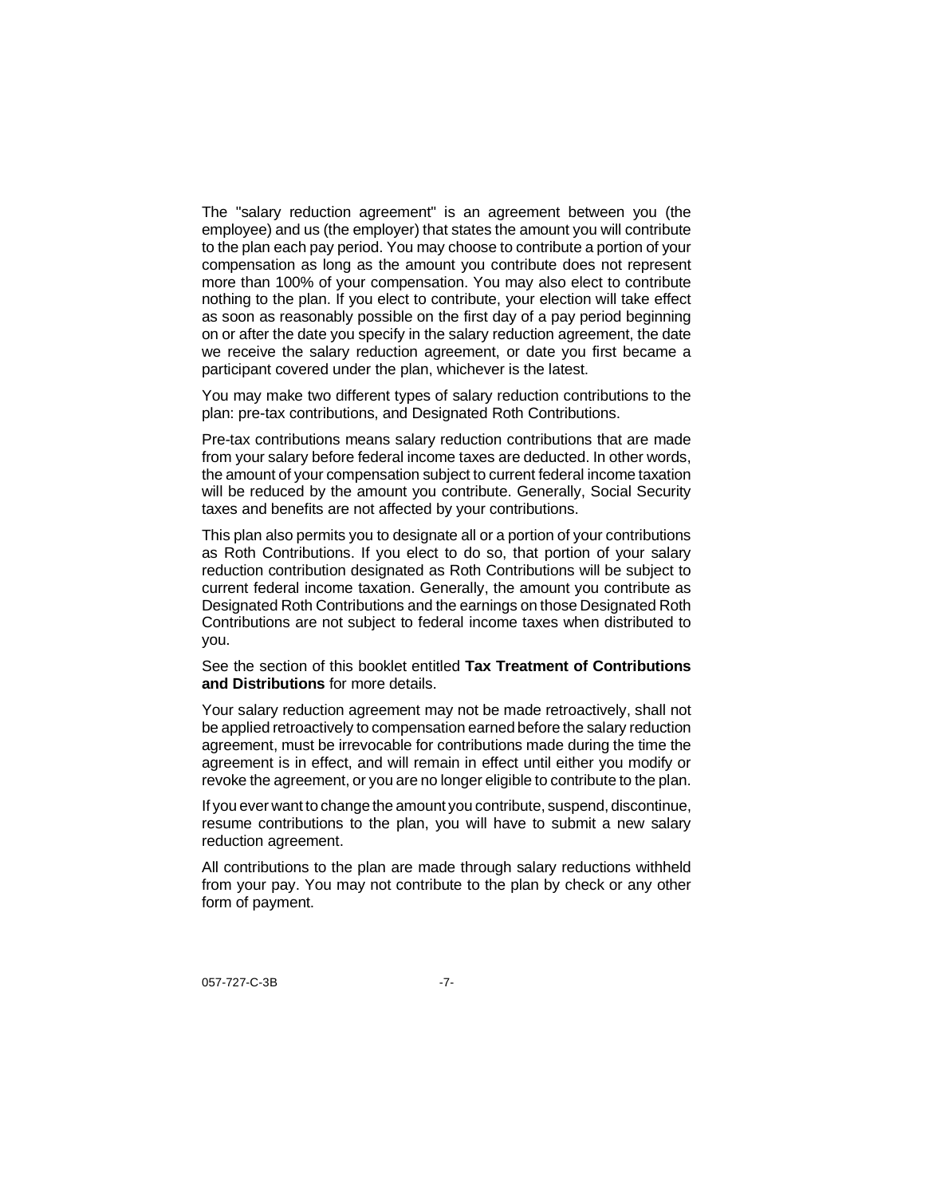The "salary reduction agreement" is an agreement between you (the employee) and us (the employer) that states the amount you will contribute to the plan each pay period. You may choose to contribute a portion of your compensation as long as the amount you contribute does not represent more than 100% of your compensation. You may also elect to contribute nothing to the plan. If you elect to contribute, your election will take effect as soon as reasonably possible on the first day of a pay period beginning on or after the date you specify in the salary reduction agreement, the date we receive the salary reduction agreement, or date you first became a participant covered under the plan, whichever is the latest.

You may make two different types of salary reduction contributions to the plan: pre-tax contributions, and Designated Roth Contributions.

Pre-tax contributions means salary reduction contributions that are made from your salary before federal income taxes are deducted. In other words, the amount of your compensation subject to current federal income taxation will be reduced by the amount you contribute. Generally, Social Security taxes and benefits are not affected by your contributions.

This plan also permits you to designate all or a portion of your contributions as Roth Contributions. If you elect to do so, that portion of your salary reduction contribution designated as Roth Contributions will be subject to current federal income taxation. Generally, the amount you contribute as Designated Roth Contributions and the earnings on those Designated Roth Contributions are not subject to federal income taxes when distributed to you.

See the section of this booklet entitled **Tax Treatment of Contributions and Distributions** for more details.

Your salary reduction agreement may not be made retroactively, shall not be applied retroactively to compensation earned before the salary reduction agreement, must be irrevocable for contributions made during the time the agreement is in effect, and will remain in effect until either you modify or revoke the agreement, or you are no longer eligible to contribute to the plan.

If you ever want to change the amount you contribute, suspend, discontinue, resume contributions to the plan, you will have to submit a new salary reduction agreement.

All contributions to the plan are made through salary reductions withheld from your pay. You may not contribute to the plan by check or any other form of payment.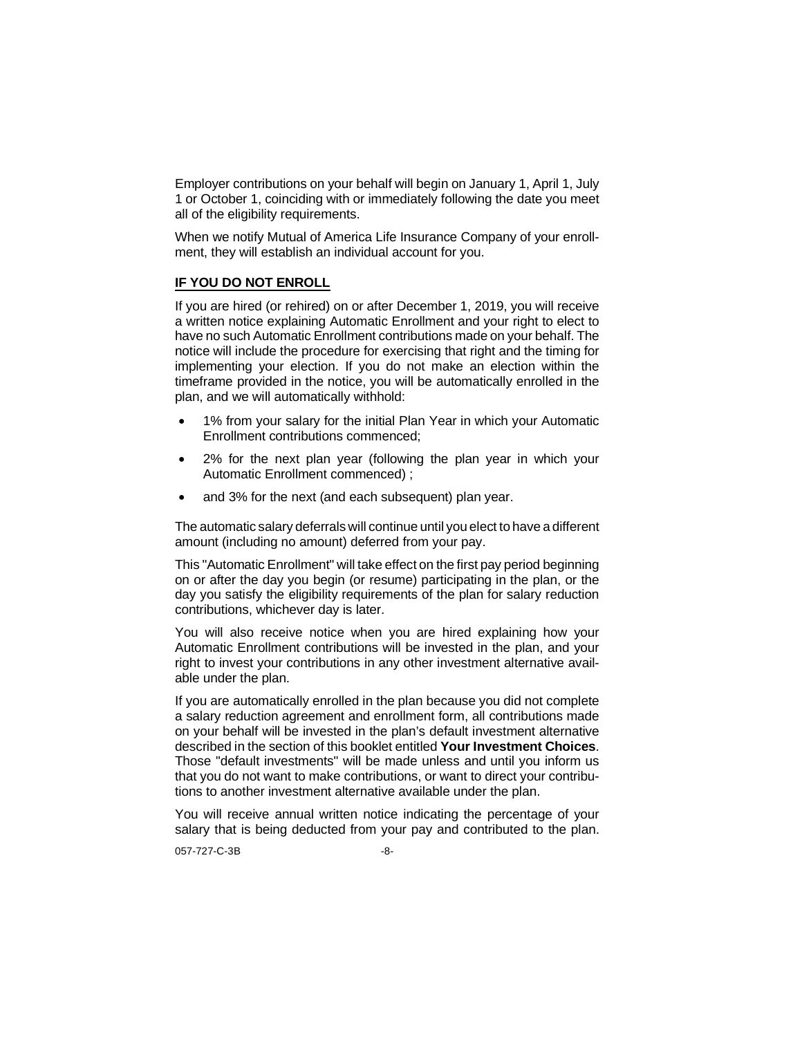Employer contributions on your behalf will begin on January 1, April 1, July 1 or October 1, coinciding with or immediately following the date you meet all of the eligibility requirements.

When we notify Mutual of America Life Insurance Company of your enrollment, they will establish an individual account for you.

## IF YOU DO NOT ENROLL

If you are hired (or rehired) on or after December 1, 2019, you will receive a written notice explaining Automatic Enrollment and your right to elect to have no such Automatic Enrollment contributions made on your behalf. The notice will include the procedure for exercising that right and the timing for implementing your election. If you do not make an election within the timeframe provided in the notice, you will be automatically enrolled in the plan, and we will automatically withhold:

- 1% from your salary for the initial Plan Year in which your Automatic Enrollment contributions commenced;
- 2% for the next plan year (following the plan year in which your Automatic Enrollment commenced) ;
- and 3% for the next (and each subsequent) plan year.

The automatic salary deferrals will continue until you elect to have a different amount (including no amount) deferred from your pay.

This "Automatic Enrollment" will take effect on the first pay period beginning on or after the day you begin (or resume) participating in the plan, or the day you satisfy the eligibility requirements of the plan for salary reduction contributions, whichever day is later.

You will also receive notice when you are hired explaining how your Automatic Enrollment contributions will be invested in the plan, and your right to invest your contributions in any other investment alternative available under the plan.

If you are automatically enrolled in the plan because you did not complete a salary reduction agreement and enrollment form, all contributions made on your behalf will be invested in the plan's default investment alternative described in the section of this booklet entitled **Your Investment Choices**. Those "default investments" will be made unless and until you inform us that you do not want to make contributions, or want to direct your contributions to another investment alternative available under the plan.

You will receive annual written notice indicating the percentage of your salary that is being deducted from your pay and contributed to the plan.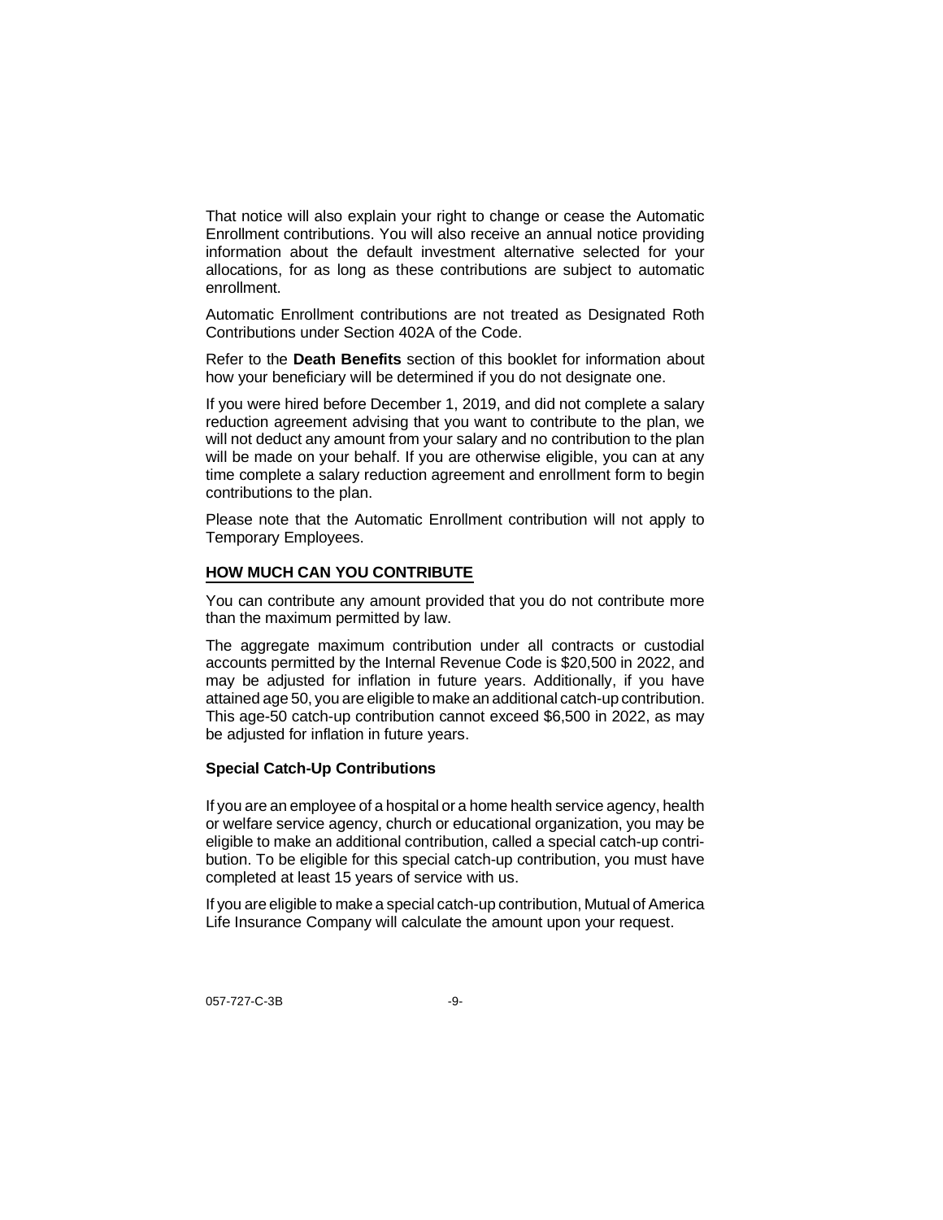That notice will also explain your right to change or cease the Automatic Enrollment contributions. You will also receive an annual notice providing information about the default investment alternative selected for your allocations, for as long as these contributions are subject to automatic enrollment.

Automatic Enrollment contributions are not treated as Designated Roth Contributions under Section 402A of the Code.

Refer to the **Death Benefits** section of this booklet for information about how your beneficiary will be determined if you do not designate one.

If you were hired before December 1, 2019, and did not complete a salary reduction agreement advising that you want to contribute to the plan, we will not deduct any amount from your salary and no contribution to the plan will be made on your behalf. If you are otherwise eligible, you can at any time complete a salary reduction agreement and enrollment form to begin contributions to the plan.

Please note that the Automatic Enrollment contribution will not apply to Temporary Employees.

## HOW MUCH CAN YOU CONTRIBUTE

You can contribute any amount provided that you do not contribute more than the maximum permitted by law.

The aggregate maximum contribution under all contracts or custodial accounts permitted by the Internal Revenue Code is $20,500 in 2022, and may be adjusted for inflation in future years. Additionally, if you have attained age 50, you are eligible to make an additional catch-up contribution. This age-50 catch-up contribution cannot exceed $6,500 in 2022, as may be adjusted for inflation in future years.

### Special Catch-Up Contributions

If you are an employee of a hospital or a home health service agency, health or welfare service agency, church or educational organization, you may be eligible to make an additional contribution, called a special catch-up contribution. To be eligible for this special catch-up contribution, you must have completed at least 15 years of service with us.

If you are eligible to make a special catch-up contribution, Mutual of America Life Insurance Company will calculate the amount upon your request.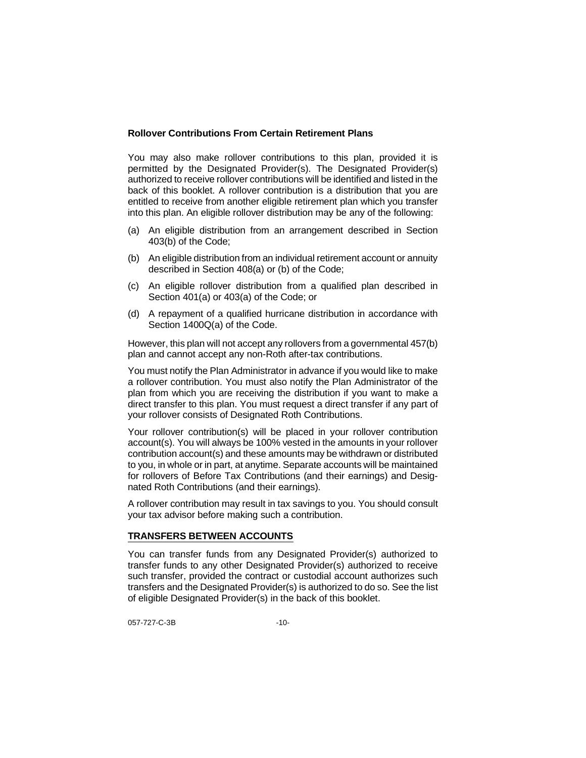**Rollover Contributions From Certain Retirement Plans**

You may also make rollover contributions to this plan, provided it is permitted by the Designated Provider(s). The Designated Provider(s) authorized to receive rollover contributions will be identified and listed in the back of this booklet. A rollover contribution is a distribution that you are entitled to receive from another eligible retirement plan which you transfer into this plan. An eligible rollover distribution may be any of the following:

(a) An eligible distribution from an arrangement described in Section 403(b) of the Code;

(b) An eligible distribution from an individual retirement account or annuity described in Section 408(a) or (b) of the Code;

(c) An eligible rollover distribution from a qualified plan described in Section 401(a) or 403(a) of the Code; or

(d) A repayment of a qualified hurricane distribution in accordance with Section 1400Q(a) of the Code.

However, this plan will not accept any rollovers from a governmental 457(b) plan and cannot accept any non-Roth after-tax contributions.

You must notify the Plan Administrator in advance if you would like to make a rollover contribution. You must also notify the Plan Administrator of the plan from which you are receiving the distribution if you want to make a direct transfer to this plan. You must request a direct transfer if any part of your rollover consists of Designated Roth Contributions.

Your rollover contribution(s) will be placed in your rollover contribution account(s). You will always be 100% vested in the amounts in your rollover contribution account(s) and these amounts may be withdrawn or distributed to you, in whole or in part, at anytime. Separate accounts will be maintained for rollovers of Before Tax Contributions (and their earnings) and Designated Roth Contributions (and their earnings).

A rollover contribution may result in tax savings to you. You should consult your tax advisor before making such a contribution.

## TRANSFERS BETWEEN ACCOUNTS

You can transfer funds from any Designated Provider(s) authorized to transfer funds to any other Designated Provider(s) authorized to receive such transfer, provided the contract or custodial account authorizes such transfers and the Designated Provider(s) is authorized to do so. See the list of eligible Designated Provider(s) in the back of this booklet.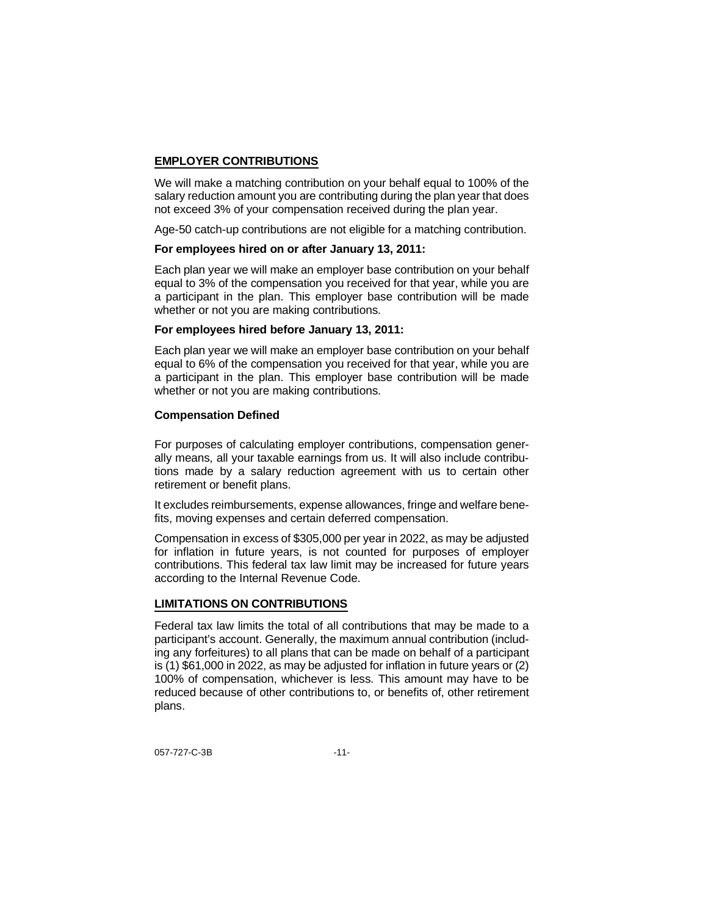## EMPLOYER CONTRIBUTIONS

We will make a matching contribution on your behalf equal to 100% of the salary reduction amount you are contributing during the plan year that does not exceed 3% of your compensation received during the plan year.

Age-50 catch-up contributions are not eligible for a matching contribution.

**For employees hired on or after January 13, 2011:**

Each plan year we will make an employer base contribution on your behalf equal to 3% of the compensation you received for that year, while you are a participant in the plan. This employer base contribution will be made whether or not you are making contributions.

**For employees hired before January 13, 2011:**

Each plan year we will make an employer base contribution on your behalf equal to 6% of the compensation you received for that year, while you are a participant in the plan. This employer base contribution will be made whether or not you are making contributions.

**Compensation Defined**

For purposes of calculating employer contributions, compensation generally means, all your taxable earnings from us. It will also include contributions made by a salary reduction agreement with us to certain other retirement or benefit plans.

It excludes reimbursements, expense allowances, fringe and welfare benefits, moving expenses and certain deferred compensation.

Compensation in excess of $305,000 per year in 2022, as may be adjusted for inflation in future years, is not counted for purposes of employer contributions. This federal tax law limit may be increased for future years according to the Internal Revenue Code.

## LIMITATIONS ON CONTRIBUTIONS

Federal tax law limits the total of all contributions that may be made to a participant's account. Generally, the maximum annual contribution (including any forfeitures) to all plans that can be made on behalf of a participant is (1) $61,000 in 2022, as may be adjusted for inflation in future years or (2) 100% of compensation, whichever is less. This amount may have to be reduced because of other contributions to, or benefits of, other retirement plans.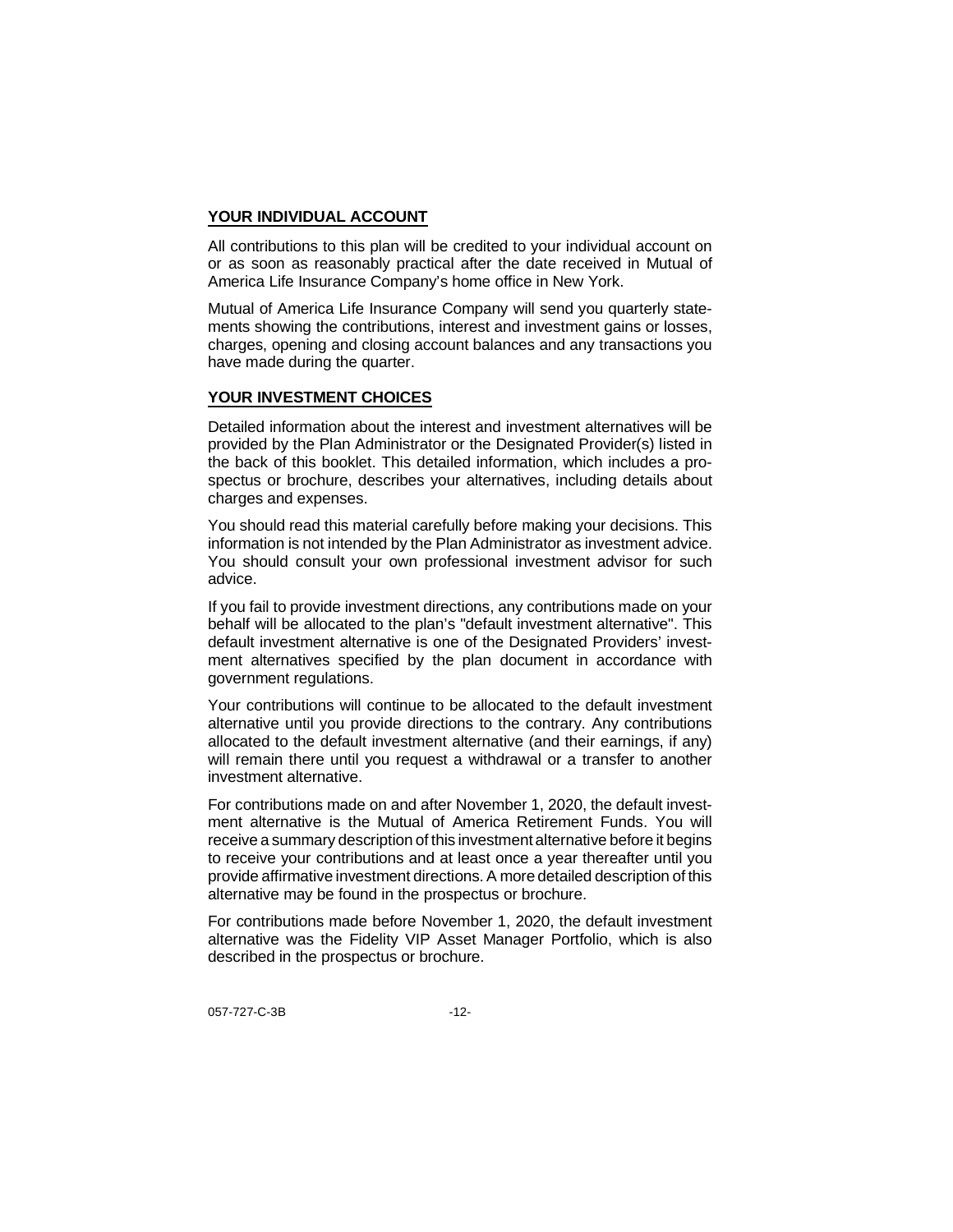## YOUR INDIVIDUAL ACCOUNT

All contributions to this plan will be credited to your individual account on or as soon as reasonably practical after the date received in Mutual of America Life Insurance Company's home office in New York.

Mutual of America Life Insurance Company will send you quarterly statements showing the contributions, interest and investment gains or losses, charges, opening and closing account balances and any transactions you have made during the quarter.

## YOUR INVESTMENT CHOICES

Detailed information about the interest and investment alternatives will be provided by the Plan Administrator or the Designated Provider(s) listed in the back of this booklet. This detailed information, which includes a prospectus or brochure, describes your alternatives, including details about charges and expenses.

You should read this material carefully before making your decisions. This information is not intended by the Plan Administrator as investment advice. You should consult your own professional investment advisor for such advice.

If you fail to provide investment directions, any contributions made on your behalf will be allocated to the plan's "default investment alternative". This default investment alternative is one of the Designated Providers' investment alternatives specified by the plan document in accordance with government regulations.

Your contributions will continue to be allocated to the default investment alternative until you provide directions to the contrary. Any contributions allocated to the default investment alternative (and their earnings, if any) will remain there until you request a withdrawal or a transfer to another investment alternative.

For contributions made on and after November 1, 2020, the default investment alternative is the Mutual of America Retirement Funds. You will receive a summary description of this investment alternative before it begins to receive your contributions and at least once a year thereafter until you provide affirmative investment directions. A more detailed description of this alternative may be found in the prospectus or brochure.

For contributions made before November 1, 2020, the default investment alternative was the Fidelity VIP Asset Manager Portfolio, which is also described in the prospectus or brochure.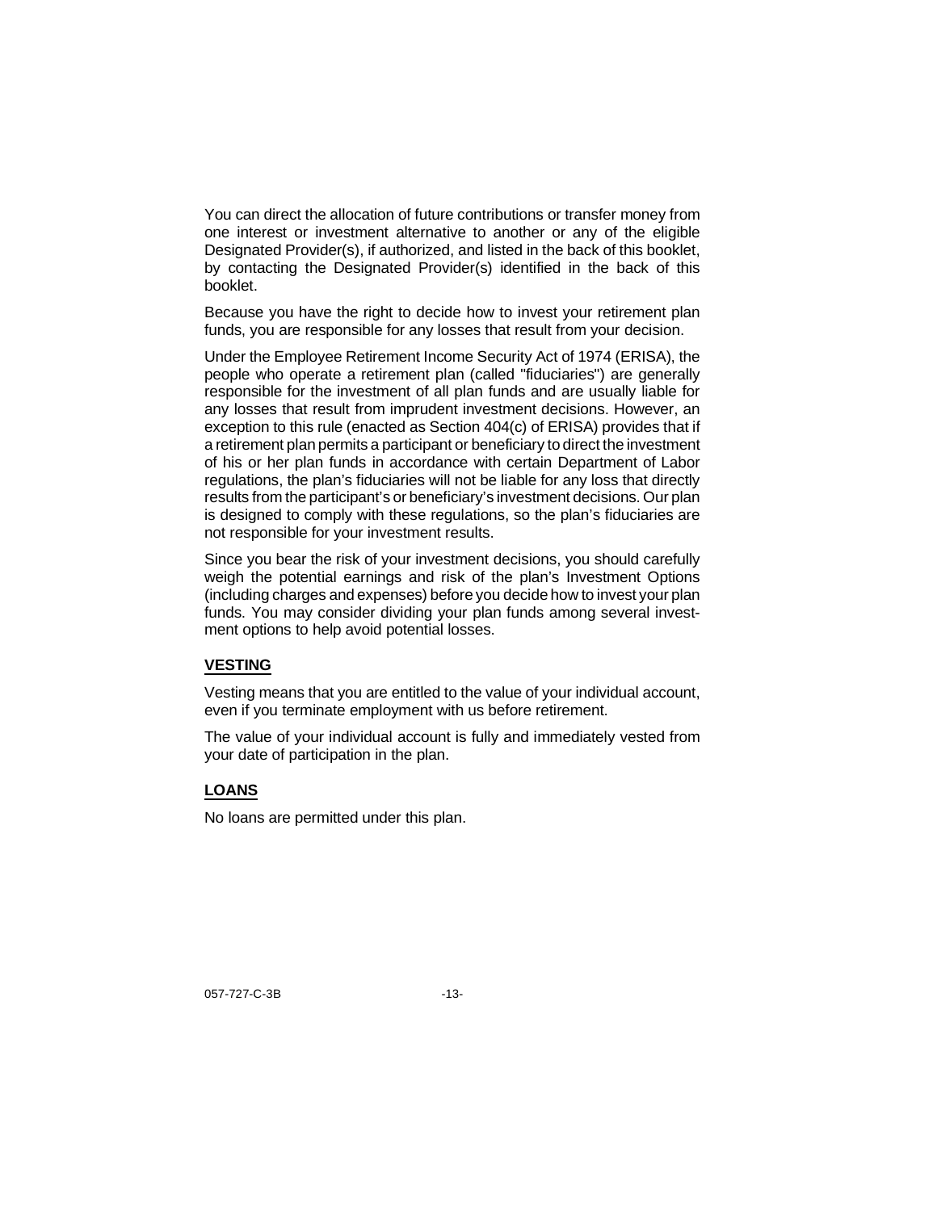You can direct the allocation of future contributions or transfer money from one interest or investment alternative to another or any of the eligible Designated Provider(s), if authorized, and listed in the back of this booklet, by contacting the Designated Provider(s) identified in the back of this booklet.

Because you have the right to decide how to invest your retirement plan funds, you are responsible for any losses that result from your decision.

Under the Employee Retirement Income Security Act of 1974 (ERISA), the people who operate a retirement plan (called "fiduciaries") are generally responsible for the investment of all plan funds and are usually liable for any losses that result from imprudent investment decisions. However, an exception to this rule (enacted as Section 404(c) of ERISA) provides that if a retirement plan permits a participant or beneficiary to direct the investment of his or her plan funds in accordance with certain Department of Labor regulations, the plan's fiduciaries will not be liable for any loss that directly results from the participant's or beneficiary's investment decisions. Our plan is designed to comply with these regulations, so the plan's fiduciaries are not responsible for your investment results.

Since you bear the risk of your investment decisions, you should carefully weigh the potential earnings and risk of the plan's Investment Options (including charges and expenses) before you decide how to invest your plan funds. You may consider dividing your plan funds among several investment options to help avoid potential losses.

## VESTING

Vesting means that you are entitled to the value of your individual account, even if you terminate employment with us before retirement.

The value of your individual account is fully and immediately vested from your date of participation in the plan.

## LOANS

No loans are permitted under this plan.

057-727-C-3B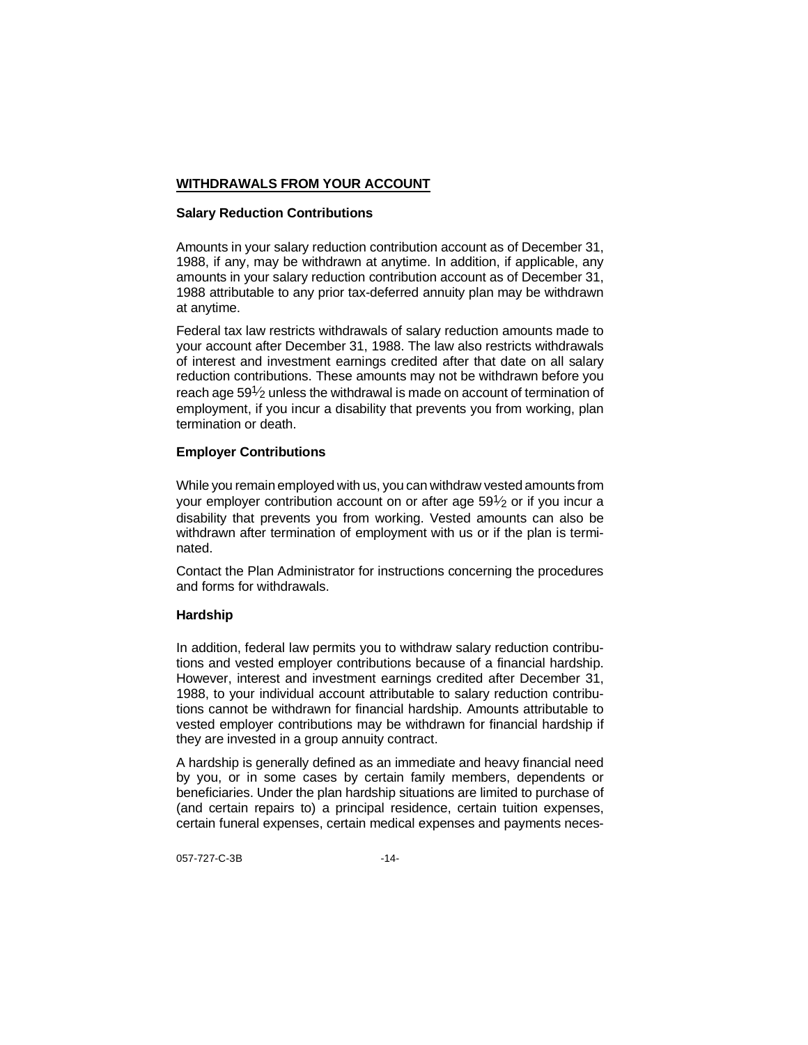## WITHDRAWALS FROM YOUR ACCOUNT

### Salary Reduction Contributions

Amounts in your salary reduction contribution account as of December 31, 1988, if any, may be withdrawn at anytime. In addition, if applicable, any amounts in your salary reduction contribution account as of December 31, 1988 attributable to any prior tax-deferred annuity plan may be withdrawn at anytime.

Federal tax law restricts withdrawals of salary reduction amounts made to your account after December 31, 1988. The law also restricts withdrawals of interest and investment earnings credited after that date on all salary reduction contributions. These amounts may not be withdrawn before you reach age 59½ unless the withdrawal is made on account of termination of employment, if you incur a disability that prevents you from working, plan termination or death.

### Employer Contributions

While you remain employed with us, you can withdraw vested amounts from your employer contribution account on or after age 59½ or if you incur a disability that prevents you from working. Vested amounts can also be withdrawn after termination of employment with us or if the plan is terminated.

Contact the Plan Administrator for instructions concerning the procedures and forms for withdrawals.

### Hardship

In addition, federal law permits you to withdraw salary reduction contributions and vested employer contributions because of a financial hardship. However, interest and investment earnings credited after December 31, 1988, to your individual account attributable to salary reduction contributions cannot be withdrawn for financial hardship. Amounts attributable to vested employer contributions may be withdrawn for financial hardship if they are invested in a group annuity contract.

A hardship is generally defined as an immediate and heavy financial need by you, or in some cases by certain family members, dependents or beneficiaries. Under the plan hardship situations are limited to purchase of (and certain repairs to) a principal residence, certain tuition expenses, certain funeral expenses, certain medical expenses and payments neces-

057-727-C-3B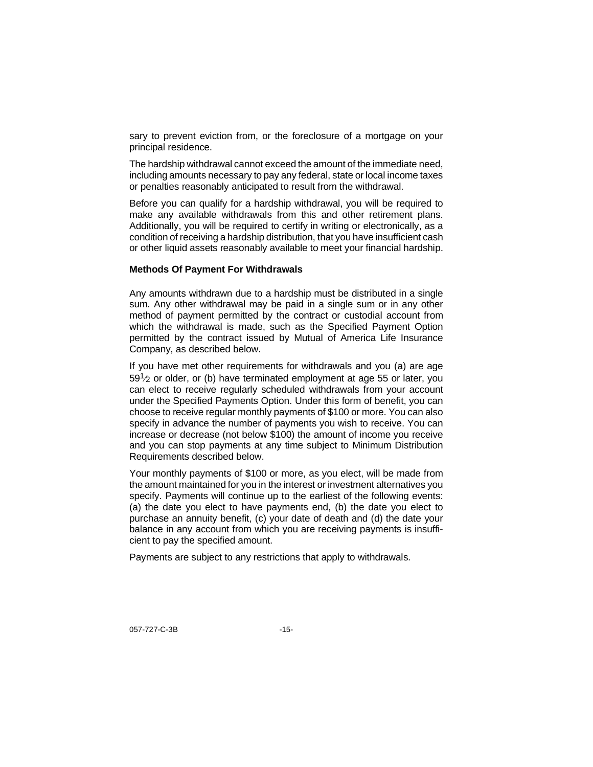sary to prevent eviction from, or the foreclosure of a mortgage on your principal residence.

The hardship withdrawal cannot exceed the amount of the immediate need, including amounts necessary to pay any federal, state or local income taxes or penalties reasonably anticipated to result from the withdrawal.

Before you can qualify for a hardship withdrawal, you will be required to make any available withdrawals from this and other retirement plans. Additionally, you will be required to certify in writing or electronically, as a condition of receiving a hardship distribution, that you have insufficient cash or other liquid assets reasonably available to meet your financial hardship.

**Methods Of Payment For Withdrawals**

Any amounts withdrawn due to a hardship must be distributed in a single sum. Any other withdrawal may be paid in a single sum or in any other method of payment permitted by the contract or custodial account from which the withdrawal is made, such as the Specified Payment Option permitted by the contract issued by Mutual of America Life Insurance Company, as described below.

If you have met other requirements for withdrawals and you (a) are age 59½ or older, or (b) have terminated employment at age 55 or later, you can elect to receive regularly scheduled withdrawals from your account under the Specified Payments Option. Under this form of benefit, you can choose to receive regular monthly payments of $100 or more. You can also specify in advance the number of payments you wish to receive. You can increase or decrease (not below $100) the amount of income you receive and you can stop payments at any time subject to Minimum Distribution Requirements described below.

Your monthly payments of $100 or more, as you elect, will be made from the amount maintained for you in the interest or investment alternatives you specify. Payments will continue up to the earliest of the following events: (a) the date you elect to have payments end, (b) the date you elect to purchase an annuity benefit, (c) your date of death and (d) the date your balance in any account from which you are receiving payments is insufficient to pay the specified amount.

Payments are subject to any restrictions that apply to withdrawals.

057-727-C-3B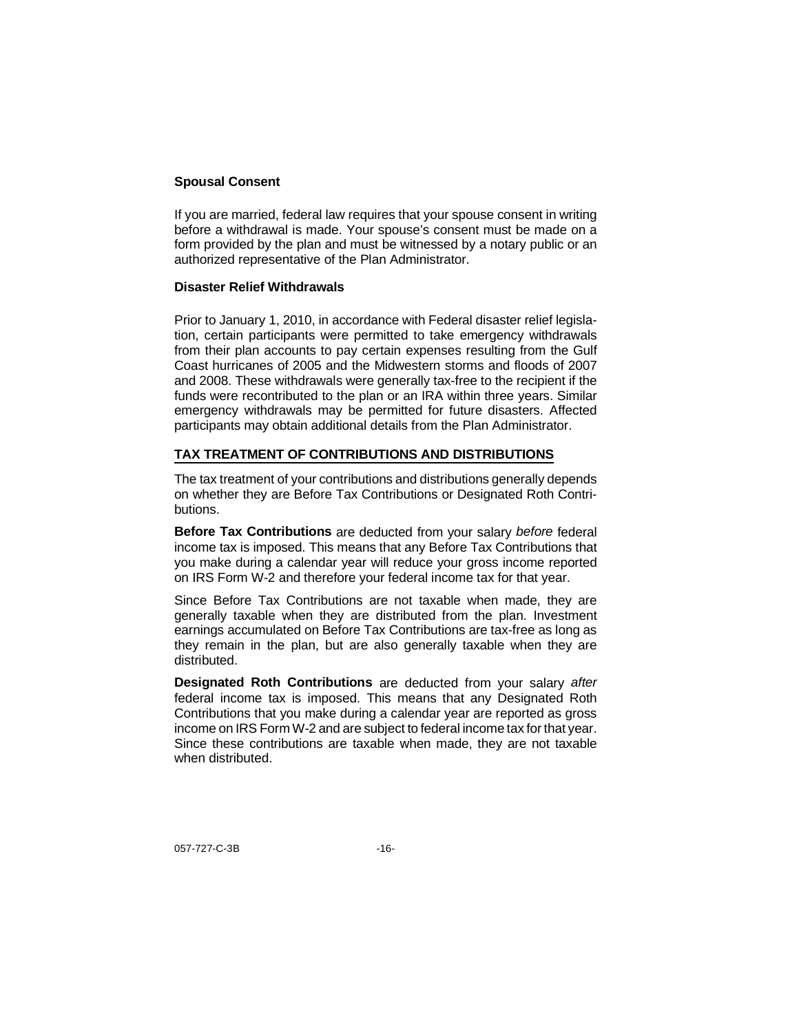### Spousal Consent

If you are married, federal law requires that your spouse consent in writing before a withdrawal is made. Your spouse's consent must be made on a form provided by the plan and must be witnessed by a notary public or an authorized representative of the Plan Administrator.

### Disaster Relief Withdrawals

Prior to January 1, 2010, in accordance with Federal disaster relief legislation, certain participants were permitted to take emergency withdrawals from their plan accounts to pay certain expenses resulting from the Gulf Coast hurricanes of 2005 and the Midwestern storms and floods of 2007 and 2008. These withdrawals were generally tax-free to the recipient if the funds were recontributed to the plan or an IRA within three years. Similar emergency withdrawals may be permitted for future disasters. Affected participants may obtain additional details from the Plan Administrator.

## TAX TREATMENT OF CONTRIBUTIONS AND DISTRIBUTIONS

The tax treatment of your contributions and distributions generally depends on whether they are Before Tax Contributions or Designated Roth Contributions.

**Before Tax Contributions** are deducted from your salary *before* federal income tax is imposed. This means that any Before Tax Contributions that you make during a calendar year will reduce your gross income reported on IRS Form W-2 and therefore your federal income tax for that year.

Since Before Tax Contributions are not taxable when made, they are generally taxable when they are distributed from the plan. Investment earnings accumulated on Before Tax Contributions are tax-free as long as they remain in the plan, but are also generally taxable when they are distributed.

**Designated Roth Contributions** are deducted from your salary *after* federal income tax is imposed. This means that any Designated Roth Contributions that you make during a calendar year are reported as gross income on IRS Form W-2 and are subject to federal income tax for that year. Since these contributions are taxable when made, they are not taxable when distributed.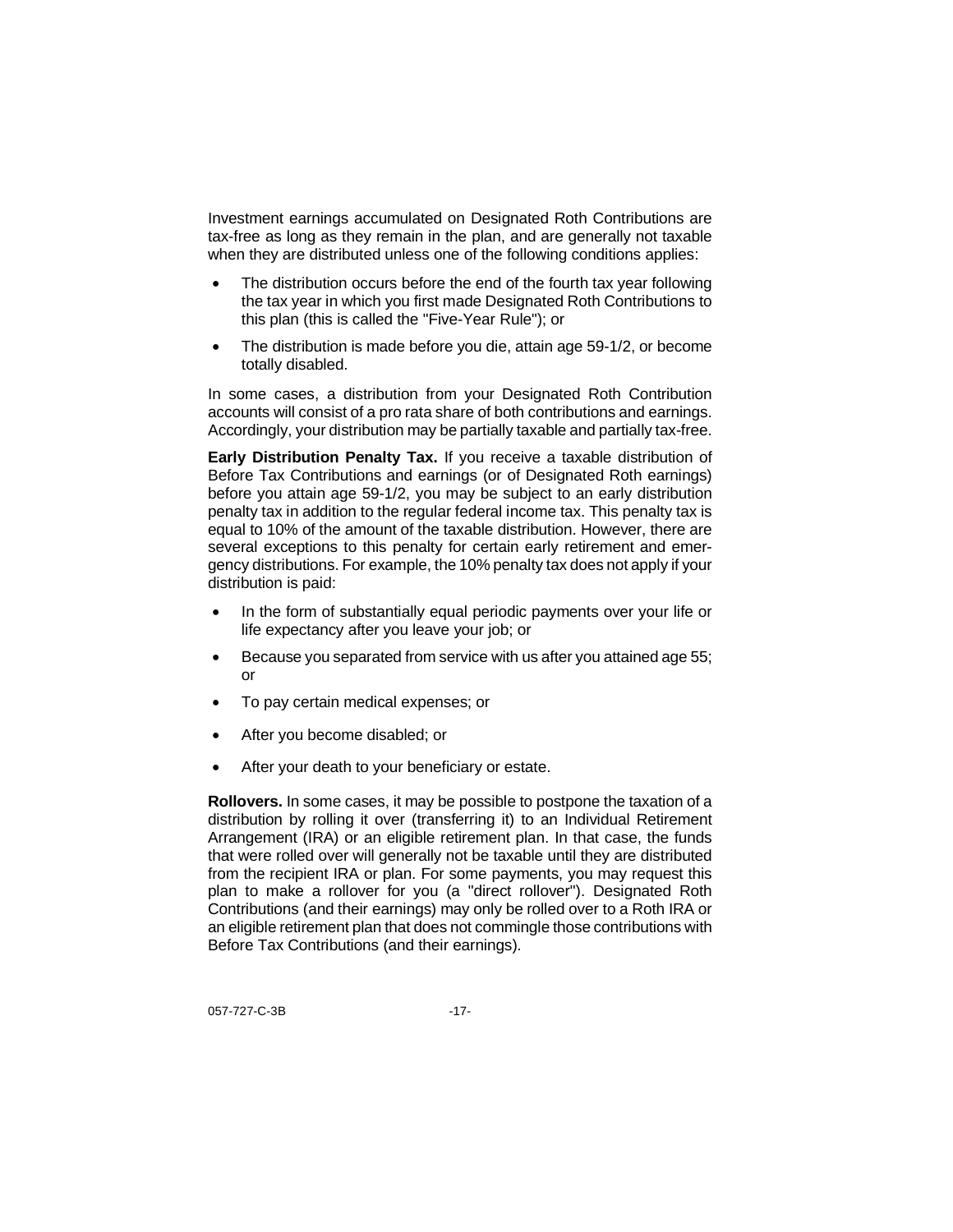Investment earnings accumulated on Designated Roth Contributions are tax-free as long as they remain in the plan, and are generally not taxable when they are distributed unless one of the following conditions applies:

- The distribution occurs before the end of the fourth tax year following the tax year in which you first made Designated Roth Contributions to this plan (this is called the "Five-Year Rule"); or
- The distribution is made before you die, attain age 59-1/2, or become totally disabled.

In some cases, a distribution from your Designated Roth Contribution accounts will consist of a pro rata share of both contributions and earnings. Accordingly, your distribution may be partially taxable and partially tax-free.

**Early Distribution Penalty Tax.** If you receive a taxable distribution of Before Tax Contributions and earnings (or of Designated Roth earnings) before you attain age 59-1/2, you may be subject to an early distribution penalty tax in addition to the regular federal income tax. This penalty tax is equal to 10% of the amount of the taxable distribution. However, there are several exceptions to this penalty for certain early retirement and emergency distributions. For example, the 10% penalty tax does not apply if your distribution is paid:

- In the form of substantially equal periodic payments over your life or life expectancy after you leave your job; or
- Because you separated from service with us after you attained age 55; or
- To pay certain medical expenses; or
- After you become disabled; or
- After your death to your beneficiary or estate.

**Rollovers.** In some cases, it may be possible to postpone the taxation of a distribution by rolling it over (transferring it) to an Individual Retirement Arrangement (IRA) or an eligible retirement plan. In that case, the funds that were rolled over will generally not be taxable until they are distributed from the recipient IRA or plan. For some payments, you may request this plan to make a rollover for you (a "direct rollover"). Designated Roth Contributions (and their earnings) may only be rolled over to a Roth IRA or an eligible retirement plan that does not commingle those contributions with Before Tax Contributions (and their earnings).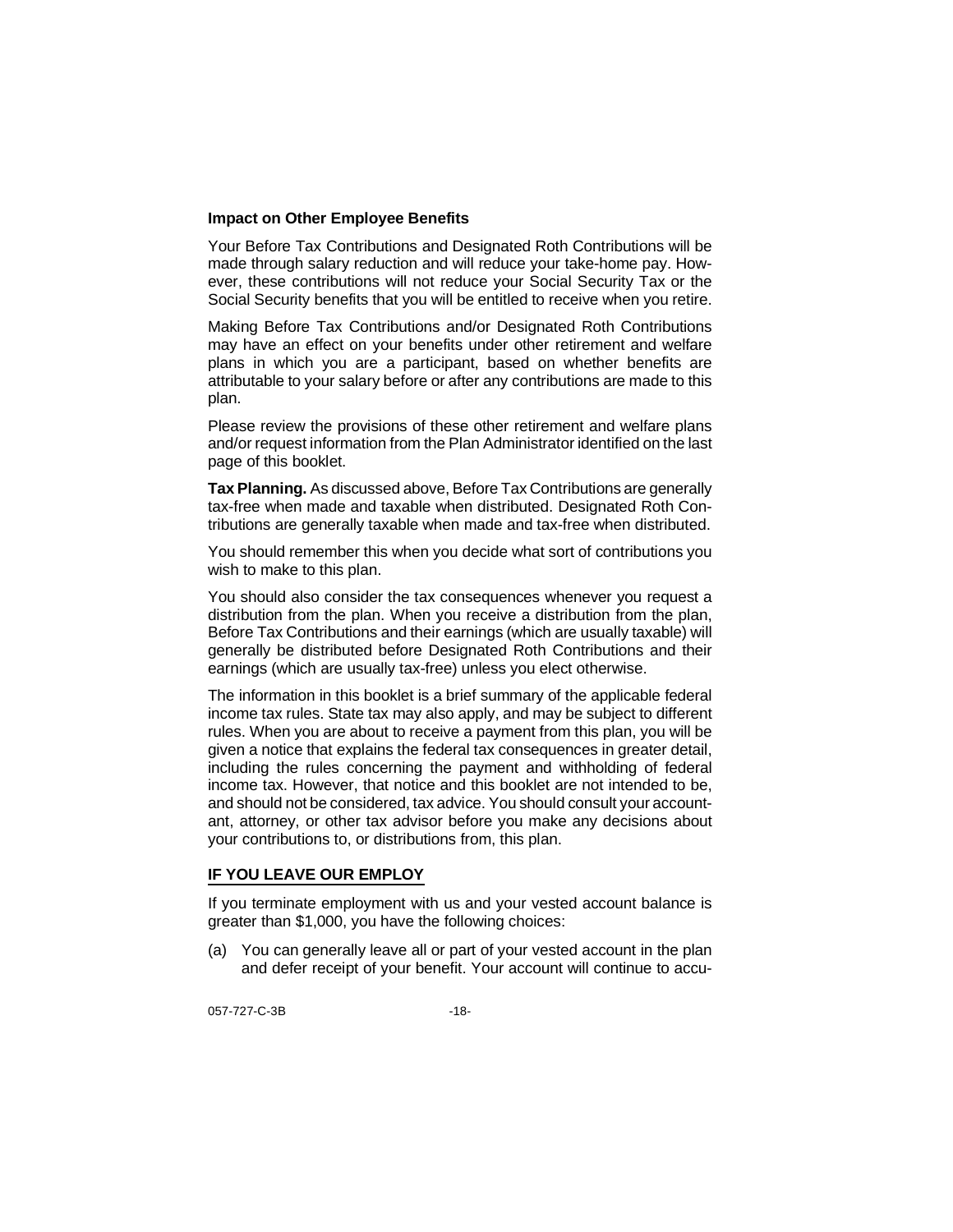### Impact on Other Employee Benefits

Your Before Tax Contributions and Designated Roth Contributions will be made through salary reduction and will reduce your take-home pay. However, these contributions will not reduce your Social Security Tax or the Social Security benefits that you will be entitled to receive when you retire.

Making Before Tax Contributions and/or Designated Roth Contributions may have an effect on your benefits under other retirement and welfare plans in which you are a participant, based on whether benefits are attributable to your salary before or after any contributions are made to this plan.

Please review the provisions of these other retirement and welfare plans and/or request information from the Plan Administrator identified on the last page of this booklet.

**Tax Planning.** As discussed above, Before Tax Contributions are generally tax-free when made and taxable when distributed. Designated Roth Contributions are generally taxable when made and tax-free when distributed.

You should remember this when you decide what sort of contributions you wish to make to this plan.

You should also consider the tax consequences whenever you request a distribution from the plan. When you receive a distribution from the plan, Before Tax Contributions and their earnings (which are usually taxable) will generally be distributed before Designated Roth Contributions and their earnings (which are usually tax-free) unless you elect otherwise.

The information in this booklet is a brief summary of the applicable federal income tax rules. State tax may also apply, and may be subject to different rules. When you are about to receive a payment from this plan, you will be given a notice that explains the federal tax consequences in greater detail, including the rules concerning the payment and withholding of federal income tax. However, that notice and this booklet are not intended to be, and should not be considered, tax advice. You should consult your accountant, attorney, or other tax advisor before you make any decisions about your contributions to, or distributions from, this plan.

## IF YOU LEAVE OUR EMPLOY

If you terminate employment with us and your vested account balance is greater than $1,000, you have the following choices:

(a) You can generally leave all or part of your vested account in the plan and defer receipt of your benefit. Your account will continue to accu-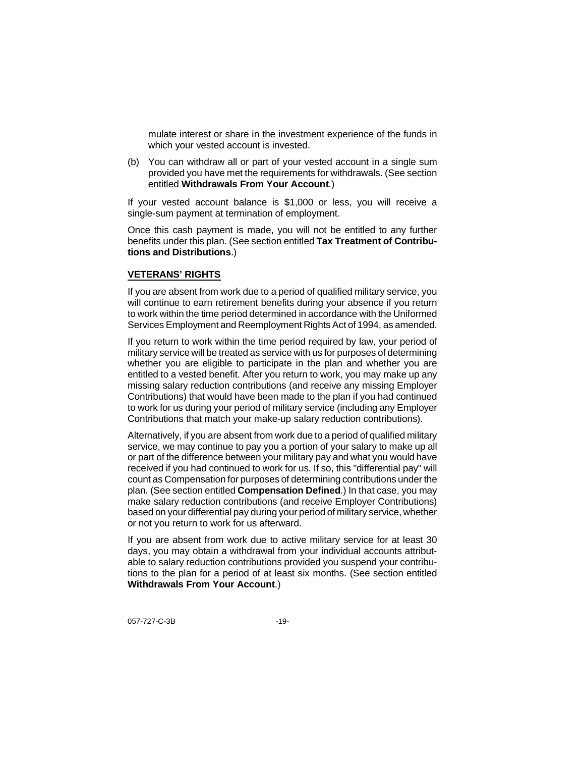mulate interest or share in the investment experience of the funds in which your vested account is invested.

(b) You can withdraw all or part of your vested account in a single sum provided you have met the requirements for withdrawals. (See section entitled **Withdrawals From Your Account**.)

If your vested account balance is $1,000 or less, you will receive a single-sum payment at termination of employment.

Once this cash payment is made, you will not be entitled to any further benefits under this plan. (See section entitled **Tax Treatment of Contributions and Distributions**.)

## VETERANS' RIGHTS

If you are absent from work due to a period of qualified military service, you will continue to earn retirement benefits during your absence if you return to work within the time period determined in accordance with the Uniformed Services Employment and Reemployment Rights Act of 1994, as amended.

If you return to work within the time period required by law, your period of military service will be treated as service with us for purposes of determining whether you are eligible to participate in the plan and whether you are entitled to a vested benefit. After you return to work, you may make up any missing salary reduction contributions (and receive any missing Employer Contributions) that would have been made to the plan if you had continued to work for us during your period of military service (including any Employer Contributions that match your make-up salary reduction contributions).

Alternatively, if you are absent from work due to a period of qualified military service, we may continue to pay you a portion of your salary to make up all or part of the difference between your military pay and what you would have received if you had continued to work for us. If so, this "differential pay" will count as Compensation for purposes of determining contributions under the plan. (See section entitled **Compensation Defined**.) In that case, you may make salary reduction contributions (and receive Employer Contributions) based on your differential pay during your period of military service, whether or not you return to work for us afterward.

If you are absent from work due to active military service for at least 30 days, you may obtain a withdrawal from your individual accounts attributable to salary reduction contributions provided you suspend your contributions to the plan for a period of at least six months. (See section entitled **Withdrawals From Your Account**.)

057-727-C-3B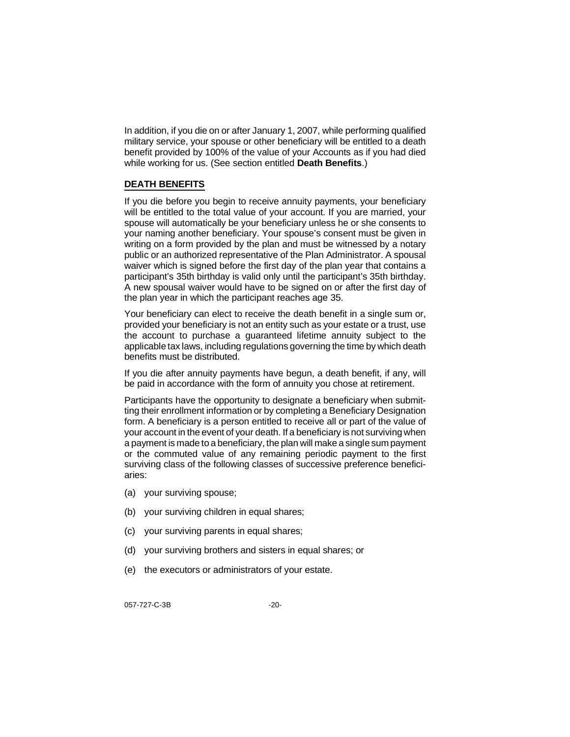In addition, if you die on or after January 1, 2007, while performing qualified military service, your spouse or other beneficiary will be entitled to a death benefit provided by 100% of the value of your Accounts as if you had died while working for us. (See section entitled **Death Benefits**.)

## DEATH BENEFITS

If you die before you begin to receive annuity payments, your beneficiary will be entitled to the total value of your account. If you are married, your spouse will automatically be your beneficiary unless he or she consents to your naming another beneficiary. Your spouse's consent must be given in writing on a form provided by the plan and must be witnessed by a notary public or an authorized representative of the Plan Administrator. A spousal waiver which is signed before the first day of the plan year that contains a participant's 35th birthday is valid only until the participant's 35th birthday. A new spousal waiver would have to be signed on or after the first day of the plan year in which the participant reaches age 35.

Your beneficiary can elect to receive the death benefit in a single sum or, provided your beneficiary is not an entity such as your estate or a trust, use the account to purchase a guaranteed lifetime annuity subject to the applicable tax laws, including regulations governing the time by which death benefits must be distributed.

If you die after annuity payments have begun, a death benefit, if any, will be paid in accordance with the form of annuity you chose at retirement.

Participants have the opportunity to designate a beneficiary when submitting their enrollment information or by completing a Beneficiary Designation form. A beneficiary is a person entitled to receive all or part of the value of your account in the event of your death. If a beneficiary is not surviving when a payment is made to a beneficiary, the plan will make a single sum payment or the commuted value of any remaining periodic payment to the first surviving class of the following classes of successive preference beneficiaries:

(a) your surviving spouse;

(b) your surviving children in equal shares;

(c) your surviving parents in equal shares;

(d) your surviving brothers and sisters in equal shares; or

(e) the executors or administrators of your estate.

057-727-C-3B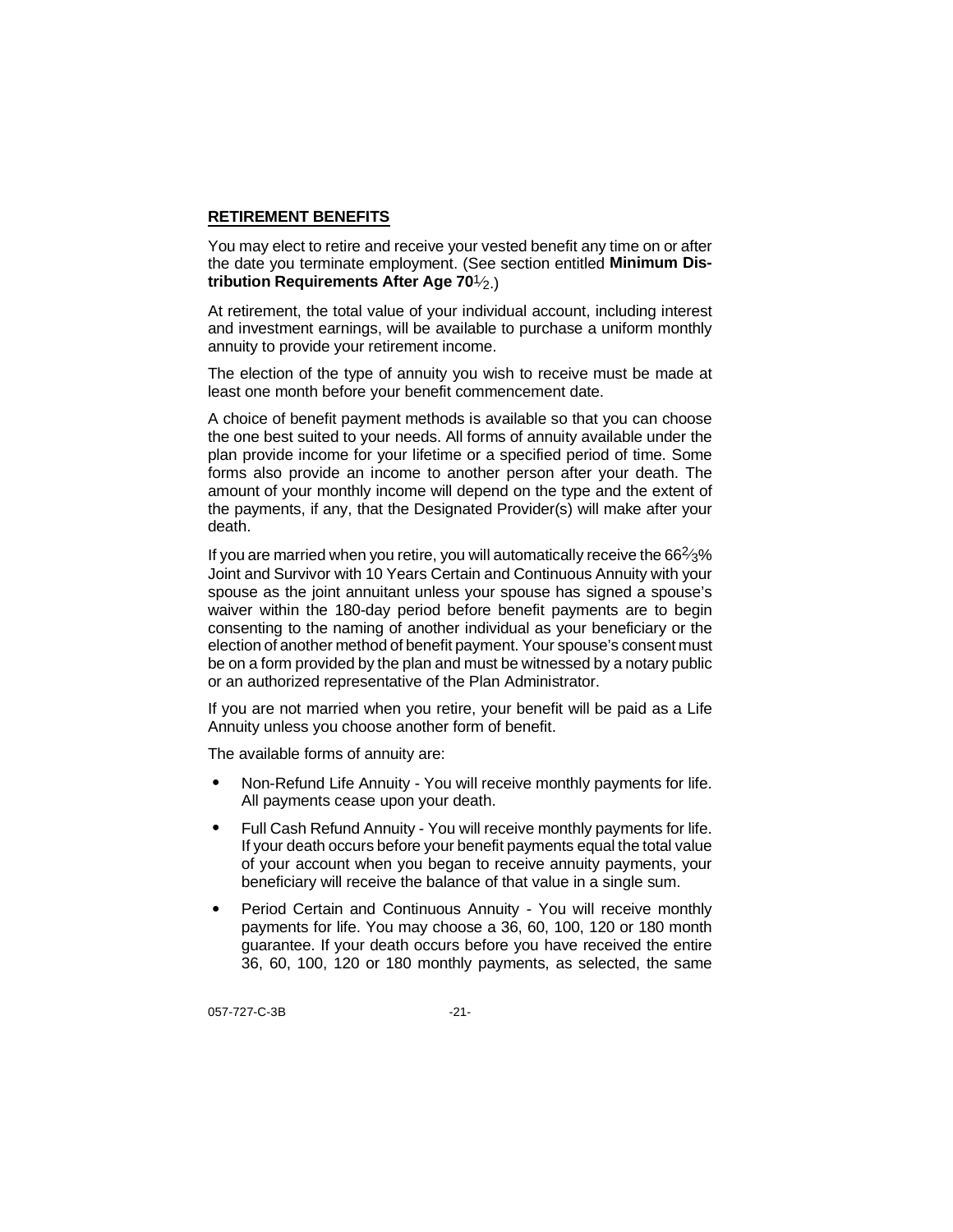## RETIREMENT BENEFITS

You may elect to retire and receive your vested benefit any time on or after the date you terminate employment. (See section entitled **Minimum Distribution Requirements After Age 70½**.)

At retirement, the total value of your individual account, including interest and investment earnings, will be available to purchase a uniform monthly annuity to provide your retirement income.

The election of the type of annuity you wish to receive must be made at least one month before your benefit commencement date.

A choice of benefit payment methods is available so that you can choose the one best suited to your needs. All forms of annuity available under the plan provide income for your lifetime or a specified period of time. Some forms also provide an income to another person after your death. The amount of your monthly income will depend on the type and the extent of the payments, if any, that the Designated Provider(s) will make after your death.

If you are married when you retire, you will automatically receive the 66⅔% Joint and Survivor with 10 Years Certain and Continuous Annuity with your spouse as the joint annuitant unless your spouse has signed a spouse's waiver within the 180-day period before benefit payments are to begin consenting to the naming of another individual as your beneficiary or the election of another method of benefit payment. Your spouse's consent must be on a form provided by the plan and must be witnessed by a notary public or an authorized representative of the Plan Administrator.

If you are not married when you retire, your benefit will be paid as a Life Annuity unless you choose another form of benefit.

The available forms of annuity are:

- Non-Refund Life Annuity - You will receive monthly payments for life. All payments cease upon your death.
- Full Cash Refund Annuity - You will receive monthly payments for life. If your death occurs before your benefit payments equal the total value of your account when you began to receive annuity payments, your beneficiary will receive the balance of that value in a single sum.
- Period Certain and Continuous Annuity - You will receive monthly payments for life. You may choose a 36, 60, 100, 120 or 180 month guarantee. If your death occurs before you have received the entire 36, 60, 100, 120 or 180 monthly payments, as selected, the same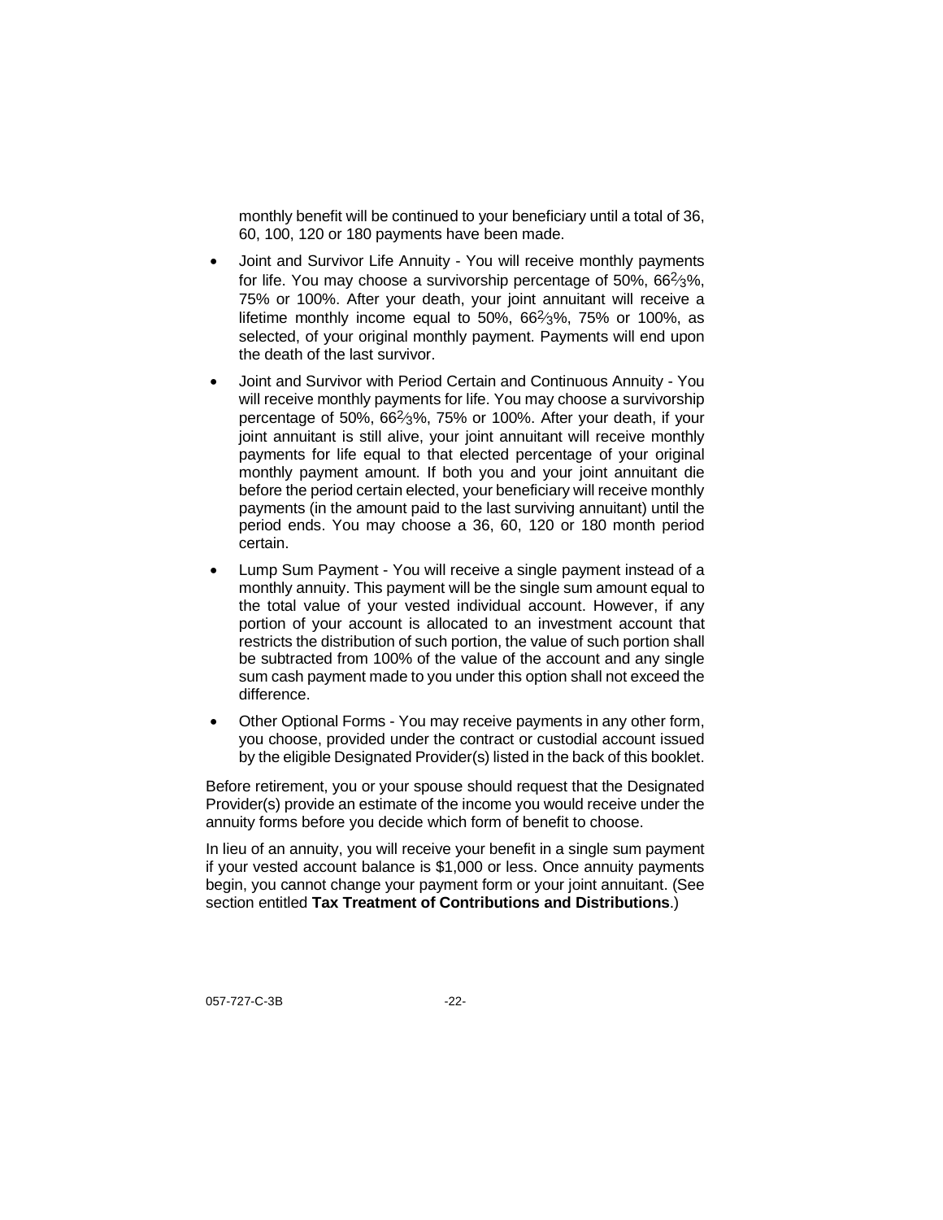monthly benefit will be continued to your beneficiary until a total of 36, 60, 100, 120 or 180 payments have been made.

- Joint and Survivor Life Annuity - You will receive monthly payments for life. You may choose a survivorship percentage of 50%, 66⅔%, 75% or 100%. After your death, your joint annuitant will receive a lifetime monthly income equal to 50%, 66⅔%, 75% or 100%, as selected, of your original monthly payment. Payments will end upon the death of the last survivor.
- Joint and Survivor with Period Certain and Continuous Annuity - You will receive monthly payments for life. You may choose a survivorship percentage of 50%, 66⅔%, 75% or 100%. After your death, if your joint annuitant is still alive, your joint annuitant will receive monthly payments for life equal to that elected percentage of your original monthly payment amount. If both you and your joint annuitant die before the period certain elected, your beneficiary will receive monthly payments (in the amount paid to the last surviving annuitant) until the period ends. You may choose a 36, 60, 120 or 180 month period certain.
- Lump Sum Payment - You will receive a single payment instead of a monthly annuity. This payment will be the single sum amount equal to the total value of your vested individual account. However, if any portion of your account is allocated to an investment account that restricts the distribution of such portion, the value of such portion shall be subtracted from 100% of the value of the account and any single sum cash payment made to you under this option shall not exceed the difference.
- Other Optional Forms - You may receive payments in any other form, you choose, provided under the contract or custodial account issued by the eligible Designated Provider(s) listed in the back of this booklet.

Before retirement, you or your spouse should request that the Designated Provider(s) provide an estimate of the income you would receive under the annuity forms before you decide which form of benefit to choose.

In lieu of an annuity, you will receive your benefit in a single sum payment if your vested account balance is $1,000 or less. Once annuity payments begin, you cannot change your payment form or your joint annuitant. (See section entitled **Tax Treatment of Contributions and Distributions**.)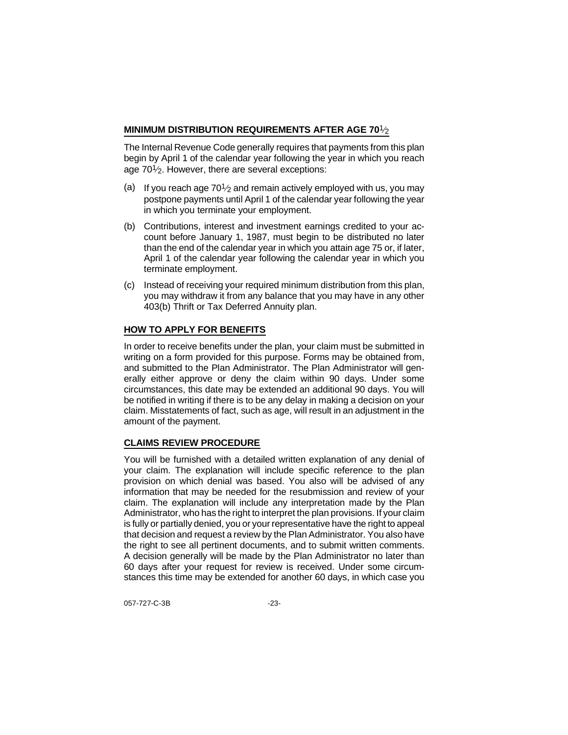## MINIMUM DISTRIBUTION REQUIREMENTS AFTER AGE 70½

The Internal Revenue Code generally requires that payments from this plan begin by April 1 of the calendar year following the year in which you reach age 70½. However, there are several exceptions:

(a) If you reach age 70½ and remain actively employed with us, you may postpone payments until April 1 of the calendar year following the year in which you terminate your employment.

(b) Contributions, interest and investment earnings credited to your account before January 1, 1987, must begin to be distributed no later than the end of the calendar year in which you attain age 75 or, if later, April 1 of the calendar year following the calendar year in which you terminate employment.

(c) Instead of receiving your required minimum distribution from this plan, you may withdraw it from any balance that you may have in any other 403(b) Thrift or Tax Deferred Annuity plan.

## HOW TO APPLY FOR BENEFITS

In order to receive benefits under the plan, your claim must be submitted in writing on a form provided for this purpose. Forms may be obtained from, and submitted to the Plan Administrator. The Plan Administrator will generally either approve or deny the claim within 90 days. Under some circumstances, this date may be extended an additional 90 days. You will be notified in writing if there is to be any delay in making a decision on your claim. Misstatements of fact, such as age, will result in an adjustment in the amount of the payment.

## CLAIMS REVIEW PROCEDURE

You will be furnished with a detailed written explanation of any denial of your claim. The explanation will include specific reference to the plan provision on which denial was based. You also will be advised of any information that may be needed for the resubmission and review of your claim. The explanation will include any interpretation made by the Plan Administrator, who has the right to interpret the plan provisions. If your claim is fully or partially denied, you or your representative have the right to appeal that decision and request a review by the Plan Administrator. You also have the right to see all pertinent documents, and to submit written comments. A decision generally will be made by the Plan Administrator no later than 60 days after your request for review is received. Under some circumstances this time may be extended for another 60 days, in which case you

057-727-C-3B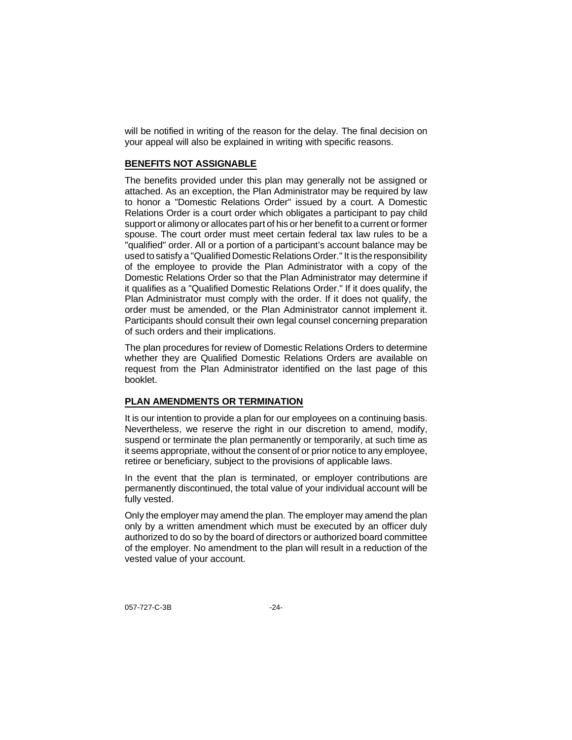will be notified in writing of the reason for the delay. The final decision on your appeal will also be explained in writing with specific reasons.

## **BENEFITS NOT ASSIGNABLE**

The benefits provided under this plan may generally not be assigned or attached. As an exception, the Plan Administrator may be required by law to honor a "Domestic Relations Order" issued by a court. A Domestic Relations Order is a court order which obligates a participant to pay child support or alimony or allocates part of his or her benefit to a current or former spouse. The court order must meet certain federal tax law rules to be a "qualified" order. All or a portion of a participant's account balance may be used to satisfy a "Qualified Domestic Relations Order." It is the responsibility of the employee to provide the Plan Administrator with a copy of the Domestic Relations Order so that the Plan Administrator may determine if it qualifies as a "Qualified Domestic Relations Order." If it does qualify, the Plan Administrator must comply with the order. If it does not qualify, the order must be amended, or the Plan Administrator cannot implement it. Participants should consult their own legal counsel concerning preparation of such orders and their implications.

The plan procedures for review of Domestic Relations Orders to determine whether they are Qualified Domestic Relations Orders are available on request from the Plan Administrator identified on the last page of this booklet.

## **PLAN AMENDMENTS OR TERMINATION**

It is our intention to provide a plan for our employees on a continuing basis. Nevertheless, we reserve the right in our discretion to amend, modify, suspend or terminate the plan permanently or temporarily, at such time as it seems appropriate, without the consent of or prior notice to any employee, retiree or beneficiary, subject to the provisions of applicable laws.

In the event that the plan is terminated, or employer contributions are permanently discontinued, the total value of your individual account will be fully vested.

Only the employer may amend the plan. The employer may amend the plan only by a written amendment which must be executed by an officer duly authorized to do so by the board of directors or authorized board committee of the employer. No amendment to the plan will result in a reduction of the vested value of your account.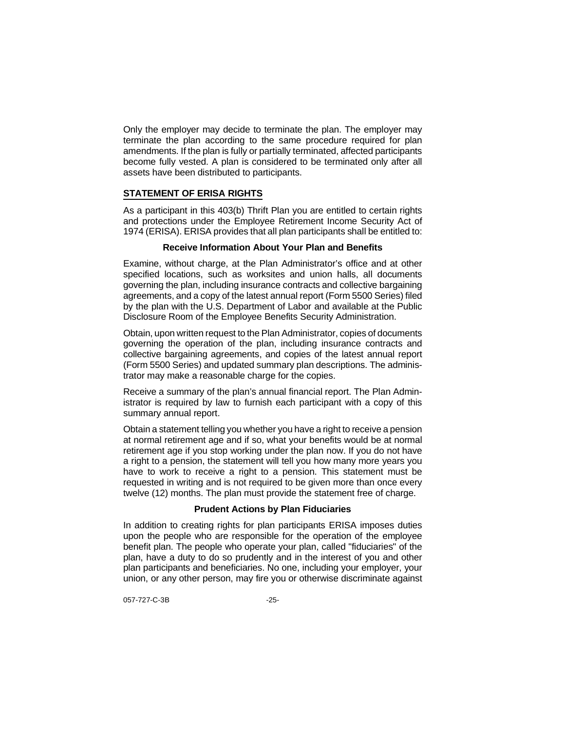Only the employer may decide to terminate the plan. The employer may terminate the plan according to the same procedure required for plan amendments. If the plan is fully or partially terminated, affected participants become fully vested. A plan is considered to be terminated only after all assets have been distributed to participants.

## STATEMENT OF ERISA RIGHTS

As a participant in this 403(b) Thrift Plan you are entitled to certain rights and protections under the Employee Retirement Income Security Act of 1974 (ERISA). ERISA provides that all plan participants shall be entitled to:

### Receive Information About Your Plan and Benefits

Examine, without charge, at the Plan Administrator's office and at other specified locations, such as worksites and union halls, all documents governing the plan, including insurance contracts and collective bargaining agreements, and a copy of the latest annual report (Form 5500 Series) filed by the plan with the U.S. Department of Labor and available at the Public Disclosure Room of the Employee Benefits Security Administration.

Obtain, upon written request to the Plan Administrator, copies of documents governing the operation of the plan, including insurance contracts and collective bargaining agreements, and copies of the latest annual report (Form 5500 Series) and updated summary plan descriptions. The administrator may make a reasonable charge for the copies.

Receive a summary of the plan's annual financial report. The Plan Administrator is required by law to furnish each participant with a copy of this summary annual report.

Obtain a statement telling you whether you have a right to receive a pension at normal retirement age and if so, what your benefits would be at normal retirement age if you stop working under the plan now. If you do not have a right to a pension, the statement will tell you how many more years you have to work to receive a right to a pension. This statement must be requested in writing and is not required to be given more than once every twelve (12) months. The plan must provide the statement free of charge.

### Prudent Actions by Plan Fiduciaries

In addition to creating rights for plan participants ERISA imposes duties upon the people who are responsible for the operation of the employee benefit plan. The people who operate your plan, called "fiduciaries" of the plan, have a duty to do so prudently and in the interest of you and other plan participants and beneficiaries. No one, including your employer, your union, or any other person, may fire you or otherwise discriminate against

057-727-C-3B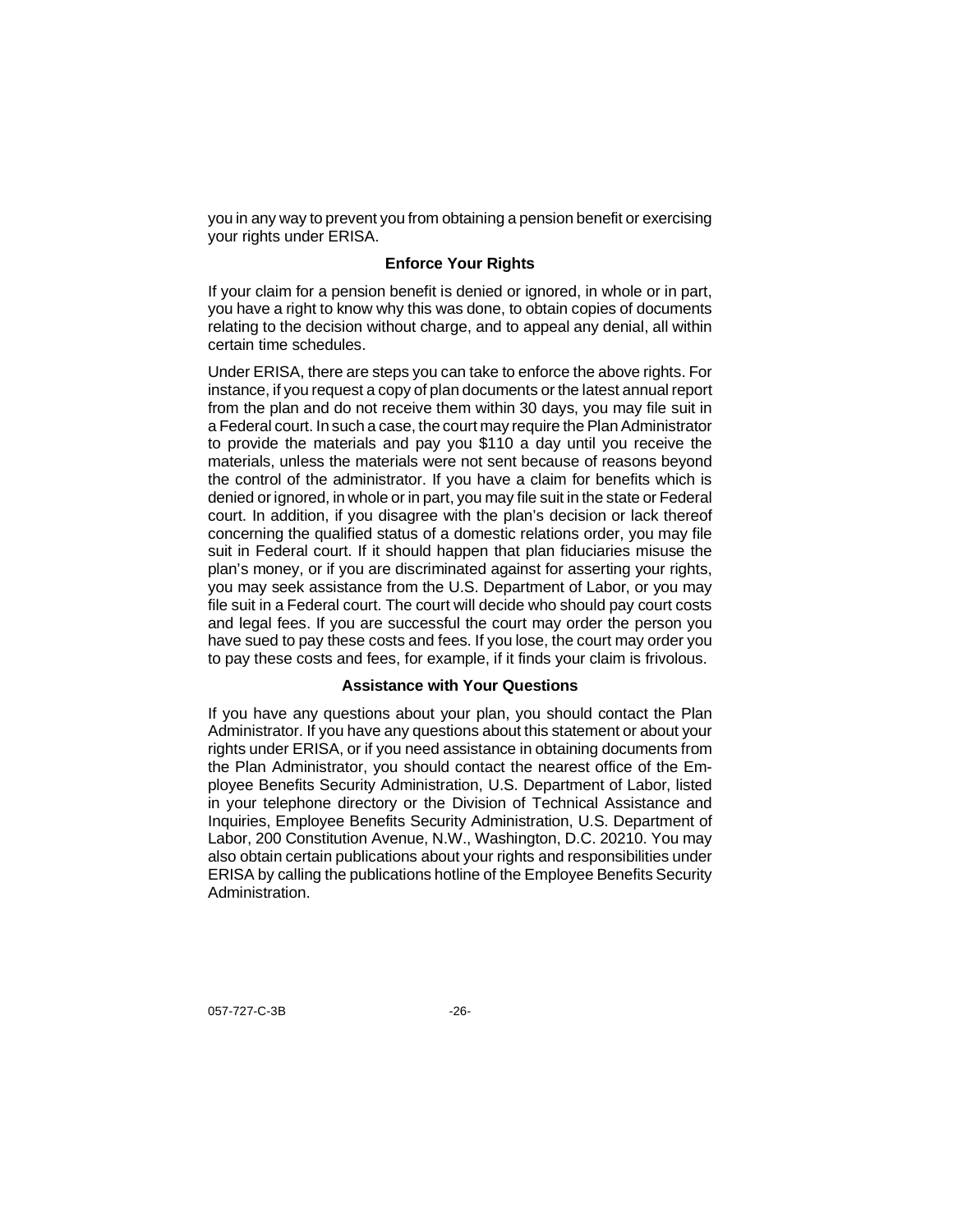you in any way to prevent you from obtaining a pension benefit or exercising your rights under ERISA.

### Enforce Your Rights

If your claim for a pension benefit is denied or ignored, in whole or in part, you have a right to know why this was done, to obtain copies of documents relating to the decision without charge, and to appeal any denial, all within certain time schedules.

Under ERISA, there are steps you can take to enforce the above rights. For instance, if you request a copy of plan documents or the latest annual report from the plan and do not receive them within 30 days, you may file suit in a Federal court. In such a case, the court may require the Plan Administrator to provide the materials and pay you $110 a day until you receive the materials, unless the materials were not sent because of reasons beyond the control of the administrator. If you have a claim for benefits which is denied or ignored, in whole or in part, you may file suit in the state or Federal court. In addition, if you disagree with the plan's decision or lack thereof concerning the qualified status of a domestic relations order, you may file suit in Federal court. If it should happen that plan fiduciaries misuse the plan's money, or if you are discriminated against for asserting your rights, you may seek assistance from the U.S. Department of Labor, or you may file suit in a Federal court. The court will decide who should pay court costs and legal fees. If you are successful the court may order the person you have sued to pay these costs and fees. If you lose, the court may order you to pay these costs and fees, for example, if it finds your claim is frivolous.

### Assistance with Your Questions

If you have any questions about your plan, you should contact the Plan Administrator. If you have any questions about this statement or about your rights under ERISA, or if you need assistance in obtaining documents from the Plan Administrator, you should contact the nearest office of the Employee Benefits Security Administration, U.S. Department of Labor, listed in your telephone directory or the Division of Technical Assistance and Inquiries, Employee Benefits Security Administration, U.S. Department of Labor, 200 Constitution Avenue, N.W., Washington, D.C. 20210. You may also obtain certain publications about your rights and responsibilities under ERISA by calling the publications hotline of the Employee Benefits Security Administration.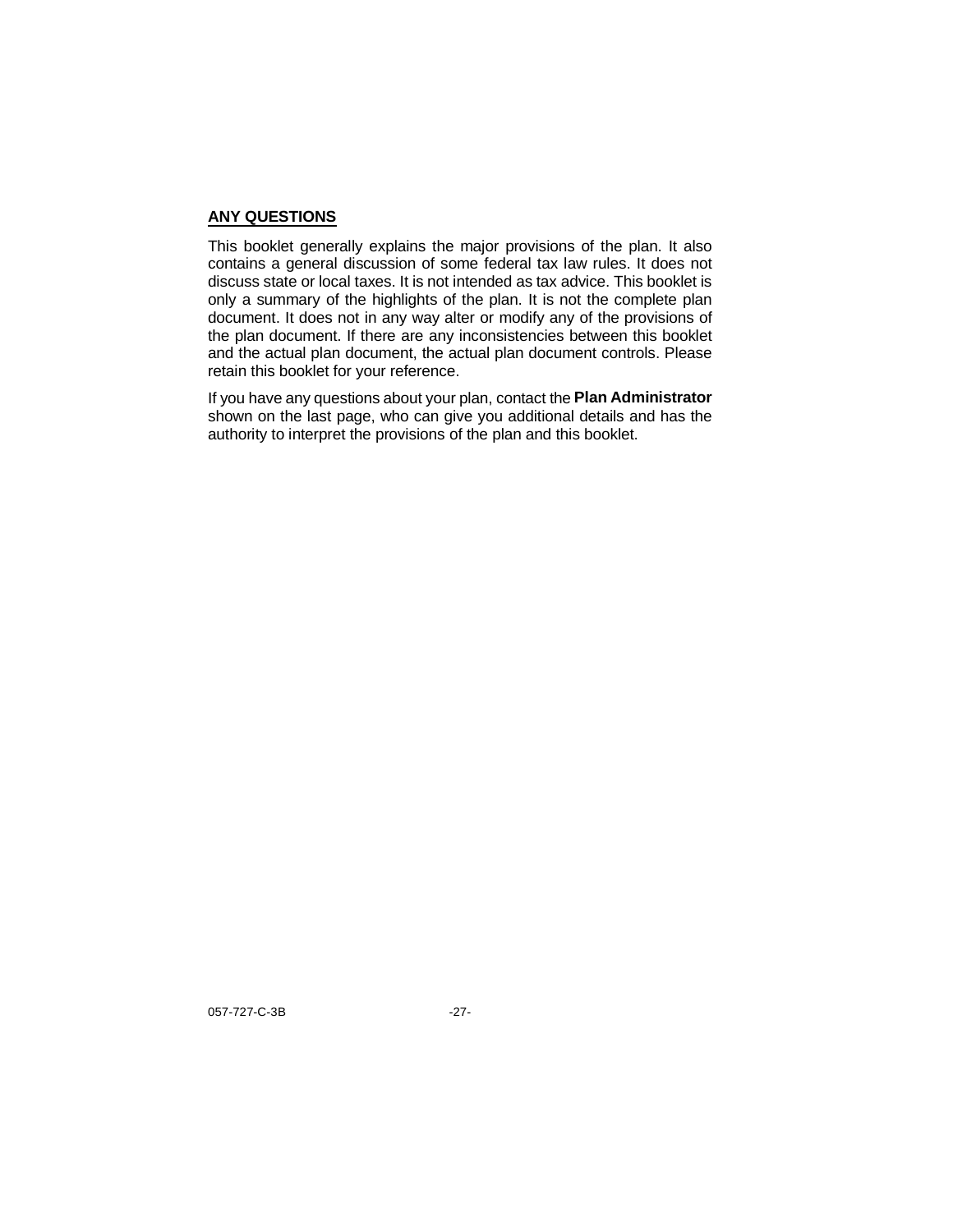## ANY QUESTIONS

This booklet generally explains the major provisions of the plan. It also contains a general discussion of some federal tax law rules. It does not discuss state or local taxes. It is not intended as tax advice. This booklet is only a summary of the highlights of the plan. It is not the complete plan document. It does not in any way alter or modify any of the provisions of the plan document. If there are any inconsistencies between this booklet and the actual plan document, the actual plan document controls. Please retain this booklet for your reference.

If you have any questions about your plan, contact the **Plan Administrator** shown on the last page, who can give you additional details and has the authority to interpret the provisions of the plan and this booklet.

057-727-C-3B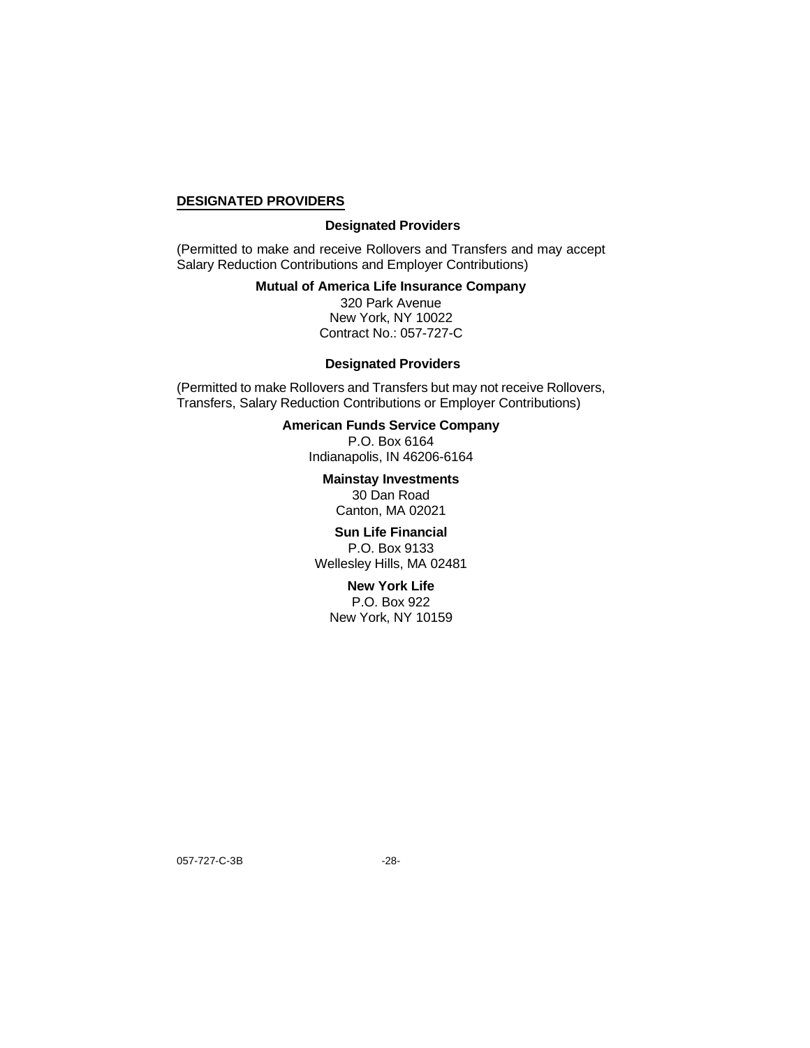## DESIGNATED PROVIDERS

**Designated Providers**

(Permitted to make and receive Rollovers and Transfers and may accept Salary Reduction Contributions and Employer Contributions)

**Mutual of America Life Insurance Company**
320 Park Avenue
New York, NY 10022
Contract No.: 057-727-C

**Designated Providers**

(Permitted to make Rollovers and Transfers but may not receive Rollovers, Transfers, Salary Reduction Contributions or Employer Contributions)

**American Funds Service Company**
P.O. Box 6164
Indianapolis, IN 46206-6164

**Mainstay Investments**
30 Dan Road
Canton, MA 02021

**Sun Life Financial**
P.O. Box 9133
Wellesley Hills, MA 02481

**New York Life**
P.O. Box 922
New York, NY 10159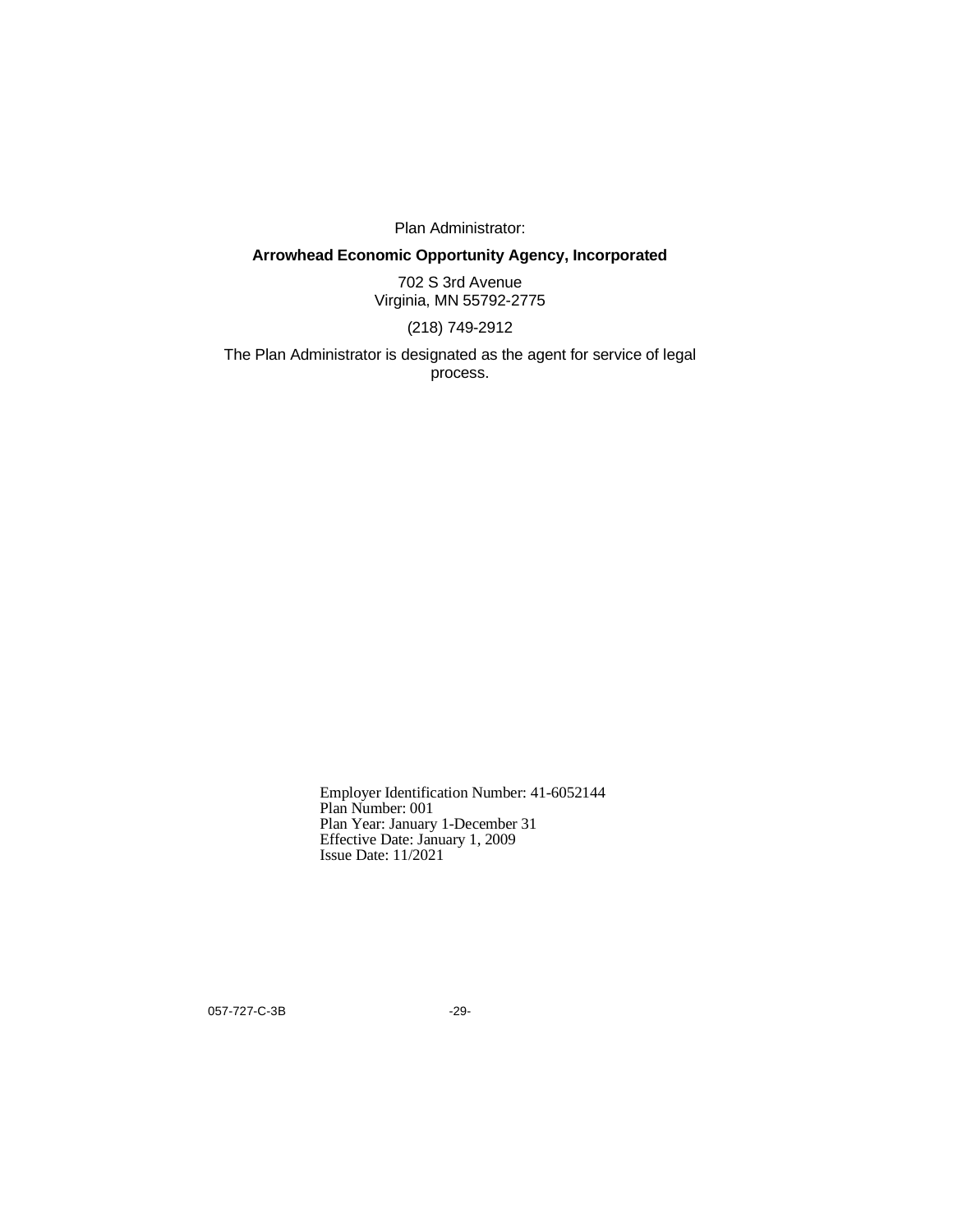Plan Administrator:

**Arrowhead Economic Opportunity Agency, Incorporated**

702 S 3rd Avenue
Virginia, MN 55792-2775

(218) 749-2912

The Plan Administrator is designated as the agent for service of legal process.

Employer Identification Number: 41-6052144
Plan Number: 001
Plan Year: January 1-December 31
Effective Date: January 1, 2009
Issue Date: 11/2021

057-727-C-3B